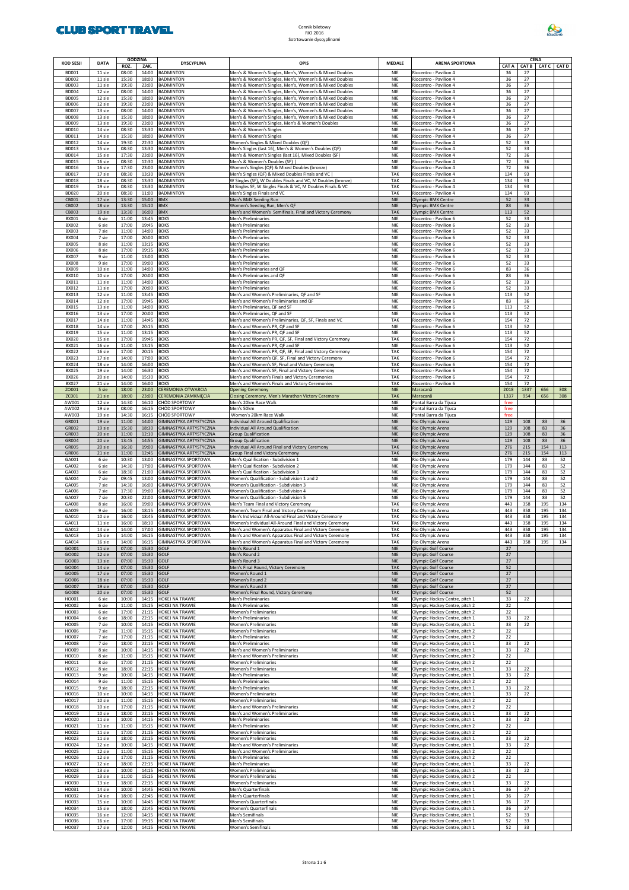CLUB SPORT TRAVEL

Cennik biletowy
RIO 2016
Sortrowanie dyscyplinami

| KOD SESJI | DATA | GODZINA | | DYSCYPLINA | OPIS | MEDALE | ARENA SPORTOWA | CENA | | | |
|---|---|---|---|---|---|---|---|---|---|---|---|
| | | ROZ. | ZAK. | | | | | CAT A | CAT B | CAT C | CAT D |
| BD001 | 11 sie | 08:00 | 14:00 | BADMINTON | Men's & Women's Singles, Men's, Women's & Mixed Doubles | NIE | Riocentro - Pavilion 4 | 36 | 27 | | |
| BD002 | 11 sie | 15:30 | 18:00 | BADMINTON | Men's & Women's Singles, Men's, Women's & Mixed Doubles | NIE | Riocentro - Pavilion 4 | 36 | 27 | | |
| BD003 | 11 sie | 19:30 | 23:00 | BADMINTON | Men's & Women's Singles, Men's, Women's & Mixed Doubles | NIE | Riocentro - Pavilion 4 | 36 | 27 | | |
| BD004 | 12 sie | 08:00 | 14:00 | BADMINTON | Men's & Women's Singles, Men's, Women's & Mixed Doubles | NIE | Riocentro - Pavilion 4 | 36 | 27 | | |
| BD005 | 12 sie | 15:30 | 18:00 | BADMINTON | Men's & Women's Singles, Men's, Women's & Mixed Doubles | NIE | Riocentro - Pavilion 4 | 36 | 27 | | |
| BD006 | 12 sie | 19:30 | 23:00 | BADMINTON | Men's & Women's Singles, Men's, Women's & Mixed Doubles | NIE | Riocentro - Pavilion 4 | 36 | 27 | | |
| BD007 | 13 sie | 08:00 | 14:00 | BADMINTON | Men's & Women's Singles, Men's, Women's & Mixed Doubles | NIE | Riocentro - Pavilion 4 | 36 | 27 | | |
| BD008 | 13 sie | 15:30 | 18:00 | BADMINTON | Men's & Women's Singles, Men's, Women's & Mixed Doubles | NIE | Riocentro - Pavilion 4 | 36 | 27 | | |
| BD009 | 13 sie | 19:30 | 23:00 | BADMINTON | Men's & Women's Singles, Men's & Women's Doubles | NIE | Riocentro - Pavilion 4 | 36 | 27 | | |
| BD010 | 14 sie | 08:30 | 13:30 | BADMINTON | Men's & Women's Singles | NIE | Riocentro - Pavilion 4 | 36 | 27 | | |
| BD011 | 14 sie | 15:30 | 18:00 | BADMINTON | Men's & Women's Singles | NIE | Riocentro - Pavilion 4 | 36 | 27 | | |
| BD012 | 14 sie | 19:30 | 22:30 | BADMINTON | Women's Singles & Mixed Doubles (QF) | NIE | Riocentro - Pavilion 4 | 52 | 33 | | |
| BD013 | 15 sie | 08:30 | 13:30 | BADMINTON | Men's Singles (last 16), Men's & Women's Doubles (QF) | NIE | Riocentro - Pavilion 4 | 52 | 33 | | |
| BD014 | 15 sie | 17:30 | 23:00 | BADMINTON | Men's & Women's Singles (last 16), Mixed Doubles (SF) | NIE | Riocentro - Pavilion 4 | 72 | 36 | | |
| BD015 | 16 sie | 08:30 | 12:30 | BADMINTON | Men's & Women's Doubles (SF) | | NIE | Riocentro - Pavilion 4 | 72 | 36 | | |
| BD016 | 16 sie | 17:30 | 23:00 | BADMINTON | Women's Singles (QF) & Mixed Doubles (bronze) | NIE | Riocentro - Pavilion 4 | 72 | 36 | | |
| BD017 | 17 sie | 08:30 | 13:30 | BADMINTON | Men's Singles (QF) & Mixed Doubles Finals and VC | | TAK | Riocentro - Pavilion 4 | 134 | 93 | | |
| BD018 | 18 sie | 08:30 | 13:30 | BADMINTON | W Singles (SF), W Doubles Finals and VC, M Doubles (bronze) | TAK | Riocentro - Pavilion 4 | 134 | 93 | | |
| BD019 | 19 sie | 08:30 | 13:30 | BADMINTON | M Singles SF, W Singles Finals & VC, M Doubles Finals & VC | TAK | Riocentro - Pavilion 4 | 134 | 93 | | |
| BD020 | 20 sie | 08:30 | 11:00 | BADMINTON | Men's Singles Finals and VC | TAK | Riocentro - Pavilion 4 | 134 | 93 | | |
| CB001 | 17 sie | 13:30 | 15:00 | BMX | Men's BMX Seeding Run | NIE | Olympic BMX Centre | 52 | 33 | | |
| CB002 | 18 sie | 13:30 | 15:10 | BMX | Women's Seeding Run, Men's QF | NIE | Olympic BMX Centre | 83 | 36 | | |
| CB003 | 19 sie | 13:30 | 16:00 | BMX | Men's and Women's Semifinals, Final and Victory Ceremony | TAK | Olympic BMX Centre | 113 | 52 | | |
| BX001 | 6 sie | 11:00 | 13:45 | BOKS | Men's Preliminaries | NIE | Riocentro - Pavilion 6 | 52 | 33 | | |
| BX002 | 6 sie | 17:00 | 19:45 | BOKS | Men's Preliminaries | NIE | Riocentro - Pavilion 6 | 52 | 33 | | |
| BX003 | 7 sie | 11:00 | 14:00 | BOKS | Men's Preliminaries | NIE | Riocentro - Pavilion 6 | 52 | 33 | | |
| BX004 | 7 sie | 17:00 | 20:00 | BOKS | Men's Preliminaries | NIE | Riocentro - Pavilion 6 | 52 | 33 | | |
| BX005 | 8 sie | 11:00 | 13:15 | BOKS | Men's Preliminaries | NIE | Riocentro - Pavilion 6 | 52 | 33 | | |
| BX006 | 8 sie | 17:00 | 19:15 | BOKS | Men's Preliminaries | NIE | Riocentro - Pavilion 6 | 52 | 33 | | |
| BX007 | 9 sie | 11:00 | 13:00 | BOKS | Men's Preliminaries | NIE | Riocentro - Pavilion 6 | 52 | 33 | | |
| BX008 | 9 sie | 17:00 | 19:00 | BOKS | Men's Preliminaries | NIE | Riocentro - Pavilion 6 | 52 | 33 | | |
| BX009 | 10 sie | 11:00 | 14:00 | BOKS | Men's Preliminaries and QF | NIE | Riocentro - Pavilion 6 | 83 | 36 | | |
| BX010 | 10 sie | 17:00 | 20:00 | BOKS | Men's Preliminaries and QF | NIE | Riocentro - Pavilion 6 | 83 | 36 | | |
| BX011 | 11 sie | 11:00 | 14:00 | BOKS | Men's Preliminaries | NIE | Riocentro - Pavilion 6 | 52 | 33 | | |
| BX012 | 11 sie | 17:00 | 20:00 | BOKS | Men's Preliminaries | NIE | Riocentro - Pavilion 6 | 52 | 33 | | |
| BX013 | 12 sie | 11:00 | 13:45 | BOKS | Men's and Women's Preliminaries, QF and SF | NIE | Riocentro - Pavilion 6 | 113 | 52 | | |
| BX014 | 12 sie | 17:00 | 19:45 | BOKS | Men's and Women's Preliminaries and QF | NIE | Riocentro - Pavilion 6 | 83 | 36 | | |
| BX015 | 13 sie | 11:00 | 14:00 | BOKS | Men's Preliminaries, QF and SF | NIE | Riocentro - Pavilion 6 | 113 | 52 | | |
| BX016 | 13 sie | 17:00 | 20:00 | BOKS | Men's Preliminaries, QF and SF | NIE | Riocentro - Pavilion 6 | 113 | 52 | | |
| BX017 | 14 sie | 11:00 | 14:45 | BOKS | Men's and Women's Preliminaries, QF, SF, Finals and VC | TAK | Riocentro - Pavilion 6 | 154 | 72 | | |
| BX018 | 14 sie | 17:00 | 20:15 | BOKS | Men's and Women's PR, QF and SF | NIE | Riocentro - Pavilion 6 | 113 | 52 | | |
| BX019 | 15 sie | 11:00 | 13:15 | BOKS | Men's and Women's PR, QF and SF | NIE | Riocentro - Pavilion 6 | 113 | 52 | | |
| BX020 | 15 sie | 17:00 | 19:45 | BOKS | Men's and Women's PR, QF, SF, Final and Victory Ceremony | TAK | Riocentro - Pavilion 6 | 154 | 72 | | |
| BX021 | 16 sie | 11:00 | 13:15 | BOKS | Men's and Women's PR, QF and SF | NIE | Riocentro - Pavilion 6 | 113 | 52 | | |
| BX022 | 16 sie | 17:00 | 20:15 | BOKS | Men's and Women's PR, QF, SF, Final and Victory Ceremony | TAK | Riocentro - Pavilion 6 | 154 | 72 | | |
| BX023 | 17 sie | 14:00 | 17:00 | BOKS | Men's and Women's QF, SF, Final and Victory Ceremony | TAK | Riocentro - Pavilion 6 | 154 | 72 | | |
| BX024 | 18 sie | 14:00 | 16:00 | BOKS | Men's and Women's SF, Final and Victory Ceremony | TAK | Riocentro - Pavilion 6 | 154 | 72 | | |
| BX025 | 19 sie | 14:00 | 16:30 | BOKS | Men's and Women's SF, Final and Victory Ceremony | TAK | Riocentro - Pavilion 6 | 154 | 72 | | |
| BX026 | 20 sie | 14:00 | 15:30 | BOKS | Men's and Women's Finals and Victory Ceremonies | TAK | Riocentro - Pavilion 6 | 154 | 72 | | |
| BX027 | 21 sie | 14:00 | 16:00 | BOKS | Men's and Women's Finals and Victory Ceremonies | TAK | Riocentro - Pavilion 6 | 154 | 72 | | |
| ZO001 | 5 sie | 18:00 | 23:00 | CEREMONIA OTWARCIA | Opening Ceremony | NIE | Maracanã | 2018 | 1337 | 656 | 308 |
| ZC001 | 21 sie | 18:00 | 23:00 | CEREMONIA ZAMKNIĘCIA | Closing Ceremony, Men's Marathon Victory Ceremony | TAK | Maracanã | 1337 | 954 | 656 | 308 |
| AW001 | 12 sie | 14:30 | 16:10 | CHÓD SPORTOWY | Men's 20km Race Walk | NIE | Pontal Barra da Tijuca | free | | | |
| AW002 | 19 sie | 08:00 | 16:15 | CHÓD SPORTOWY | Men's 50km | NIE | Pontal Barra da Tijuca | free | | | |
| AW003 | 19 sie | 14:30 | 16:15 | CHÓD SPORTOWY | Women's 20km Race Walk | NIE | Pontal Barra da Tijuca | free | | | |
| GR001 | 19 sie | 11:00 | 14:00 | GIMNASTYKA ARTYSTYCZNA | Individual All Around Qualification | NIE | Rio Olympic Arena | 129 | 108 | 83 | 36 |
| GR002 | 19 sie | 15:30 | 18:30 | GIMNASTYKA ARTYSTYCZNA | Individual All Around Qualification | NIE | Rio Olympic Arena | 129 | 108 | 83 | 36 |
| GR003 | 20 sie | 11:00 | 12:10 | GIMNASTYKA ARTYSTYCZNA | Group Qualification | NIE | Rio Olympic Arena | 129 | 108 | 83 | 36 |
| GR004 | 20 sie | 13:45 | 14:55 | GIMNASTYKA ARTYSTYCZNA | Group Qualification | NIE | Rio Olympic Arena | 129 | 108 | 83 | 36 |
| GR005 | 20 sie | 16:30 | 19:00 | GIMNASTYKA ARTYSTYCZNA | Individual All Around Final and Victory Ceremony | TAK | Rio Olympic Arena | 276 | 215 | 154 | 113 |
| GR006 | 21 sie | 11:00 | 12:45 | GIMNASTYKA ARTYSTYCZNA | Group Final and Victory Ceremony | TAK | Rio Olympic Arena | 276 | 215 | 154 | 113 |
| GA001 | 6 sie | 10:30 | 13:00 | GIMNASTYKA SPORTOWA | Men's Qualification - Subdivision 1 | NIE | Rio Olympic Arena | 179 | 144 | 83 | 52 |
| GA002 | 6 sie | 14:30 | 17:00 | GIMNASTYKA SPORTOWA | Men's Qualification - Subdivision 2 | NIE | Rio Olympic Arena | 179 | 144 | 83 | 52 |
| GA003 | 6 sie | 18:30 | 21:00 | GIMNASTYKA SPORTOWA | Men's Qualification - Subdivision 3 | NIE | Rio Olympic Arena | 179 | 144 | 83 | 52 |
| GA004 | 7 sie | 09:45 | 13:00 | GIMNASTYKA SPORTOWA | Women's Qualification - Subdivision 1 and 2 | NIE | Rio Olympic Arena | 179 | 144 | 83 | 52 |
| GA005 | 7 sie | 14:30 | 16:00 | GIMNASTYKA SPORTOWA | Women's Qualification - Subdivision 3 | NIE | Rio Olympic Arena | 179 | 144 | 83 | 52 |
| GA006 | 7 sie | 17:30 | 19:00 | GIMNASTYKA SPORTOWA | Women's Qualification - Subdivision 4 | NIE | Rio Olympic Arena | 179 | 144 | 83 | 52 |
| GA007 | 7 sie | 20:30 | 22:00 | GIMNASTYKA SPORTOWA | Women's Qualification - Subdivision 5 | NIE | Rio Olympic Arena | 179 | 144 | 83 | 52 |
| GA008 | 8 sie | 16:00 | 19:00 | GIMNASTYKA SPORTOWA | Men's Team Final and Victory Ceremony | TAK | Rio Olympic Arena | 443 | 358 | 195 | 134 |
| GA009 | 9 sie | 16:00 | 18:15 | GIMNASTYKA SPORTOWA | Women's Team Final and Victory Ceremony | TAK | Rio Olympic Arena | 443 | 358 | 195 | 134 |
| GA010 | 10 sie | 16:00 | 18:45 | GIMNASTYKA SPORTOWA | Men's Individual All-Around Final and Victory Ceremony | TAK | Rio Olympic Arena | 443 | 358 | 195 | 134 |
| GA011 | 11 sie | 16:00 | 18:10 | GIMNASTYKA SPORTOWA | Women's Individual All-Around Final and Victory Ceremony | TAK | Rio Olympic Arena | 443 | 358 | 195 | 134 |
| GA012 | 14 sie | 14:00 | 17:00 | GIMNASTYKA SPORTOWA | Men's and Women's Apparatus Final and Victory Ceremony | TAK | Rio Olympic Arena | 443 | 358 | 195 | 134 |
| GA013 | 15 sie | 14:00 | 16:15 | GIMNASTYKA SPORTOWA | Men's and Women's Apparatus Final and Victory Ceremony | TAK | Rio Olympic Arena | 443 | 358 | 195 | 134 |
| GA014 | 16 sie | 14:00 | 16:15 | GIMNASTYKA SPORTOWA | Men's and Women's Apparatus Final and Victory Ceremony | TAK | Rio Olympic Arena | 443 | 358 | 195 | 134 |
| GO001 | 11 sie | 07:00 | 15:30 | GOLF | Men's Round 1 | NIE | Olympic Golf Course | 27 | | | |
| GO002 | 12 sie | 07:00 | 15:30 | GOLF | Men's Round 2 | NIE | Olympic Golf Course | 27 | | | |
| GO003 | 13 sie | 07:00 | 15:30 | GOLF | Men's Round 3 | NIE | Olympic Golf Course | 27 | | | |
| GO004 | 14 sie | 07:00 | 15:30 | GOLF | Men's Final Round, Victory Ceremony | TAK | Olympic Golf Course | 52 | | | |
| GO005 | 17 sie | 07:00 | 15:30 | GOLF | Women's Round 1 | NIE | Olympic Golf Course | 27 | | | |
| GO006 | 18 sie | 07:00 | 15:30 | GOLF | Women's Round 2 | NIE | Olympic Golf Course | 27 | | | |
| GO007 | 19 sie | 07:00 | 15:30 | GOLF | Women's Round 3 | NIE | Olympic Golf Course | 27 | | | |
| GO008 | 20 sie | 07:00 | 15:30 | GOLF | Women's Final Round, Victory Ceremony | TAK | Olympic Golf Course | 52 | | | |
| HO001 | 6 sie | 10:00 | 14:15 | HOKEJ NA TRAWIE | Men's Preliminaries | NIE | Olympic Hockey Centre, pitch 1 | 33 | 22 | | |
| HO002 | 6 sie | 11:00 | 15:15 | HOKEJ NA TRAWIE | Men's Preliminaries | NIE | Olympic Hockey Centre, pitch 2 | 22 | | | |
| HO003 | 6 sie | 17:00 | 21:15 | HOKEJ NA TRAWIE | Women's Preliminaries | NIE | Olympic Hockey Centre, pitch 2 | 22 | | | |
| HO004 | 6 sie | 18:00 | 22:15 | HOKEJ NA TRAWIE | Men's Preliminaries | NIE | Olympic Hockey Centre, pitch 1 | 33 | 22 | | |
| HO005 | 7 sie | 10:00 | 14:15 | HOKEJ NA TRAWIE | Women's Preliminaries | NIE | Olympic Hockey Centre, pitch 1 | 33 | 22 | | |
| HO006 | 7 sie | 11:00 | 15:15 | HOKEJ NA TRAWIE | Women's Preliminaries | NIE | Olympic Hockey Centre, pitch 2 | 22 | | | |
| HO007 | 7 sie | 17:00 | 21:15 | HOKEJ NA TRAWIE | Men's Preliminaries | NIE | Olympic Hockey Centre, pitch 2 | 22 | | | |
| HO008 | 7 sie | 18:00 | 22:15 | HOKEJ NA TRAWIE | Men's Preliminaries | NIE | Olympic Hockey Centre, pitch 1 | 33 | 22 | | |
| HO009 | 8 sie | 10:00 | 14:15 | HOKEJ NA TRAWIE | Men's and Women's Preliminaries | NIE | Olympic Hockey Centre, pitch 1 | 33 | 22 | | |
| HO010 | 8 sie | 11:00 | 15:15 | HOKEJ NA TRAWIE | Men's and Women's Preliminaries | NIE | Olympic Hockey Centre, pitch 2 | 22 | | | |
| HO011 | 8 sie | 17:00 | 21:15 | HOKEJ NA TRAWIE | Women's Preliminaries | NIE | Olympic Hockey Centre, pitch 2 | 22 | | | |
| HO012 | 8 sie | 18:00 | 22:15 | HOKEJ NA TRAWIE | Women's Preliminaries | NIE | Olympic Hockey Centre, pitch 1 | 33 | 22 | | |
| HO013 | 9 sie | 10:00 | 14:15 | HOKEJ NA TRAWIE | Men's Preliminaries | NIE | Olympic Hockey Centre, pitch 1 | 33 | 22 | | |
| HO014 | 9 sie | 11:00 | 15:15 | HOKEJ NA TRAWIE | Men's Preliminaries | NIE | Olympic Hockey Centre, pitch 2 | 22 | | | |
| HO015 | 9 sie | 18:00 | 22:15 | HOKEJ NA TRAWIE | Men's Preliminaries | NIE | Olympic Hockey Centre, pitch 1 | 33 | 22 | | |
| HO016 | 10 sie | 10:00 | 14:15 | HOKEJ NA TRAWIE | Women's Preliminaries | NIE | Olympic Hockey Centre, pitch 1 | 33 | 22 | | |
| HO017 | 10 sie | 11:00 | 15:15 | HOKEJ NA TRAWIE | Women's Preliminaries | NIE | Olympic Hockey Centre, pitch 2 | 22 | | | |
| HO018 | 10 sie | 17:00 | 21:15 | HOKEJ NA TRAWIE | Men's and Women's Preliminaries | NIE | Olympic Hockey Centre, pitch 2 | 22 | | | |
| HO019 | 10 sie | 18:00 | 22:15 | HOKEJ NA TRAWIE | Men's and Women's Preliminaries | NIE | Olympic Hockey Centre, pitch 1 | 33 | 22 | | |
| HO020 | 11 sie | 10:00 | 14:15 | HOKEJ NA TRAWIE | Men's Preliminaries | NIE | Olympic Hockey Centre, pitch 1 | 33 | 22 | | |
| HO021 | 11 sie | 11:00 | 15:15 | HOKEJ NA TRAWIE | Men's Preliminaries | NIE | Olympic Hockey Centre, pitch 2 | 22 | | | |
| HO022 | 11 sie | 17:00 | 21:15 | HOKEJ NA TRAWIE | Women's Preliminaries | NIE | Olympic Hockey Centre, pitch 2 | 22 | | | |
| HO023 | 11 sie | 18:00 | 22:15 | HOKEJ NA TRAWIE | Women's Preliminaries | NIE | Olympic Hockey Centre, pitch 1 | 33 | 22 | | |
| HO024 | 12 sie | 10:00 | 14:15 | HOKEJ NA TRAWIE | Men's and Women's Preliminaries | NIE | Olympic Hockey Centre, pitch 1 | 33 | 22 | | |
| HO025 | 12 sie | 11:00 | 15:15 | HOKEJ NA TRAWIE | Men's and Women's Preliminaries | NIE | Olympic Hockey Centre, pitch 2 | 22 | | | |
| HO026 | 12 sie | 17:00 | 21:15 | HOKEJ NA TRAWIE | Men's Preliminaries | NIE | Olympic Hockey Centre, pitch 2 | 22 | | | |
| HO027 | 12 sie | 18:00 | 22:15 | HOKEJ NA TRAWIE | Men's Preliminaries | NIE | Olympic Hockey Centre, pitch 1 | 33 | 22 | | |
| HO028 | 13 sie | 10:00 | 14:15 | HOKEJ NA TRAWIE | Women's Preliminaries | NIE | Olympic Hockey Centre, pitch 1 | 33 | 22 | | |
| HO029 | 13 sie | 11:00 | 15:15 | HOKEJ NA TRAWIE | Women's Preliminaries | NIE | Olympic Hockey Centre, pitch 2 | 22 | | | |
| HO030 | 13 sie | 18:00 | 22:15 | HOKEJ NA TRAWIE | Women's Preliminaries | NIE | Olympic Hockey Centre, pitch 1 | 33 | 22 | | |
| HO031 | 14 sie | 10:00 | 14:45 | HOKEJ NA TRAWIE | Men's Quarterfinals | NIE | Olympic Hockey Centre, pitch 1 | 36 | 27 | | |
| HO032 | 14 sie | 18:00 | 22:45 | HOKEJ NA TRAWIE | Men's Quarterfinals | NIE | Olympic Hockey Centre, pitch 1 | 36 | 27 | | |
| HO033 | 15 sie | 10:00 | 14:45 | HOKEJ NA TRAWIE | Women's Quarterfinals | NIE | Olympic Hockey Centre, pitch 1 | 36 | 27 | | |
| HO034 | 15 sie | 18:00 | 22:45 | HOKEJ NA TRAWIE | Women's Quarterfinals | NIE | Olympic Hockey Centre, pitch 1 | 36 | 27 | | |
| HO035 | 16 sie | 12:00 | 14:15 | HOKEJ NA TRAWIE | Men's Semifinals | NIE | Olympic Hockey Centre, pitch 1 | 52 | 33 | | |
| HO036 | 16 sie | 17:00 | 19:15 | HOKEJ NA TRAWIE | Men's Semifinals | NIE | Olympic Hockey Centre, pitch 1 | 52 | 33 | | |
| HO037 | 17 sie | 12:00 | 14:15 | HOKEJ NA TRAWIE | Women's Semifinals | NIE | Olympic Hockey Centre, pitch 1 | 52 | 33 | | |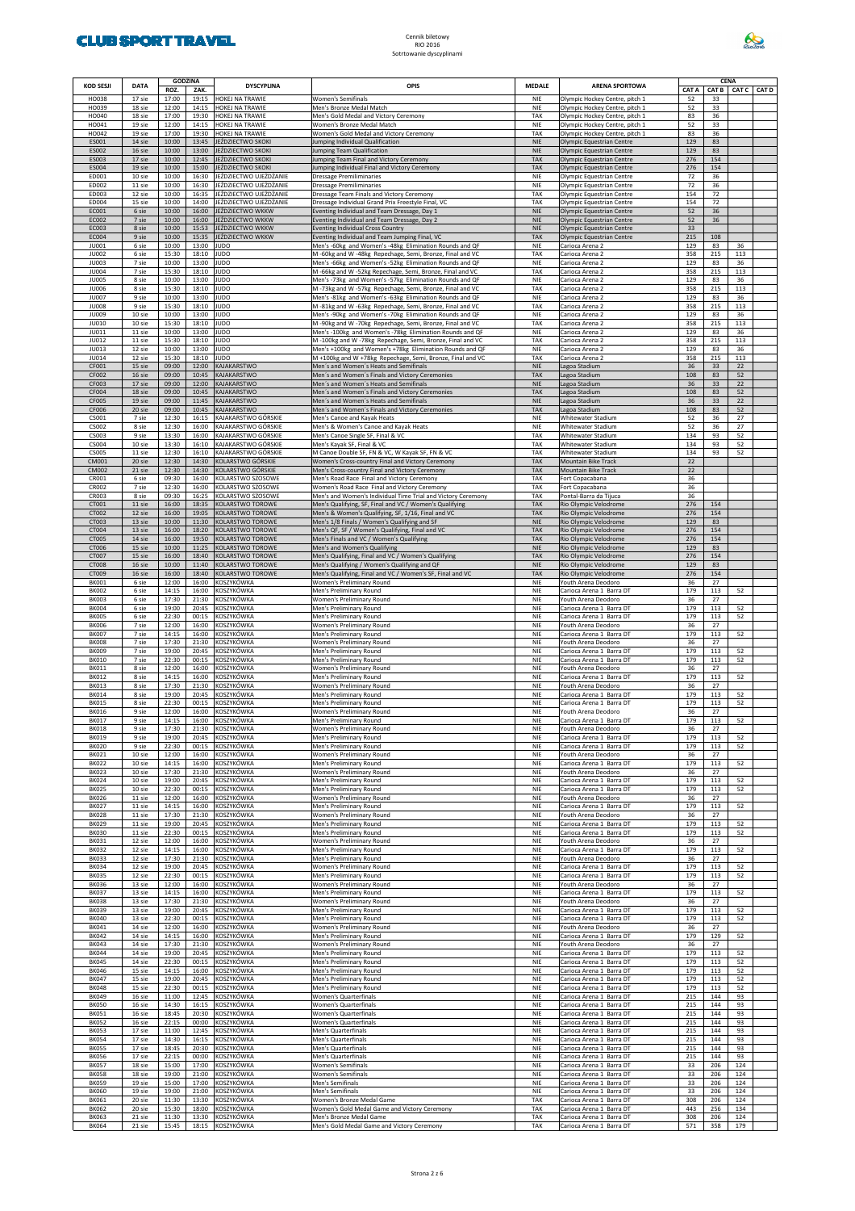# Cennik biletowy
RIO 2016
Sotrtowanie dyscyplinami

| KOD SESJI | DATA | GODZINA ROZ. | GODZINA ZAK. | DYSCYPLINA | OPIS | MEDALE | ARENA SPORTOWA | CENA CAT A | CAT B | CAT C | CAT D |
|---|---|---|---|---|---|---|---|---|---|---|---|
| HO038 | 17 sie | 17:00 | 19:15 | HOKEJ NA TRAWIE | Women's Semifinals | NIE | Olympic Hockey Centre, pitch 1 | 52 | 33 | | |
| HO039 | 18 sie | 12:00 | 14:15 | HOKEJ NA TRAWIE | Men's Bronze Medal Match | NIE | Olympic Hockey Centre, pitch 1 | 52 | 33 | | |
| HO040 | 18 sie | 17:00 | 19:30 | HOKEJ NA TRAWIE | Men's Gold Medal and Victory Ceremony | TAK | Olympic Hockey Centre, pitch 1 | 83 | 36 | | |
| HO041 | 19 sie | 12:00 | 14:15 | HOKEJ NA TRAWIE | Women's Bronze Medal Match | NIE | Olympic Hockey Centre, pitch 1 | 52 | 33 | | |
| HO042 | 19 sie | 17:00 | 19:30 | HOKEJ NA TRAWIE | Women's Gold Medal and Victory Ceremony | TAK | Olympic Hockey Centre, pitch 1 | 83 | 36 | | |
| ES001 | 14 sie | 10:00 | 13:45 | JEŹDZIECTWO SKOKI | Jumping Individual Qualification | NIE | Olympic Equestrian Centre | 129 | 83 | | |
| ES002 | 16 sie | 10:00 | 13:00 | JEŹDZIECTWO SKOKI | Jumping Team Qualification | NIE | Olympic Equestrian Centre | 129 | 83 | | |
| ES003 | 17 sie | 10:00 | 12:45 | JEŹDZIECTWO SKOKI | Jumping Team Final and Victory Ceremony | TAK | Olympic Equestrian Centre | 276 | 154 | | |
| ES004 | 19 sie | 10:00 | 15:00 | JEŹDZIECTWO SKOKI | Jumping Individual Final and Victory Ceremony | TAK | Olympic Equestrian Centre | 276 | 154 | | |
| ED001 | 10 sie | 10:00 | 16:30 | JEŹDZIECTWO UJEŻDŻANIE | Dressage Premiliminaries | NIE | Olympic Equestrian Centre | 72 | 36 | | |
| ED002 | 11 sie | 10:00 | 16:30 | JEŹDZIECTWO UJEŻDŻANIE | Dressage Premiliminaries | NIE | Olympic Equestrian Centre | 72 | 36 | | |
| ED003 | 12 sie | 10:00 | 16:35 | JEŹDZIECTWO UJEŻDŻANIE | Dressage Team Finals and Victory Ceremony | TAK | Olympic Equestrian Centre | 154 | 72 | | |
| ED004 | 15 sie | 10:00 | 14:00 | JEŹDZIECTWO UJEŻDŻANIE | Dressage Individual Grand Prix Freestyle Final, VC | TAK | Olympic Equestrian Centre | 154 | 72 | | |
| EC001 | 6 sie | 10:00 | 16:00 | JEŹDZIECTWO WKKW | Eventing Individual and Team Dressage, Day 1 | NIE | Olympic Equestrian Centre | 52 | 36 | | |
| EC002 | 7 sie | 10:00 | 16:00 | JEŹDZIECTWO WKKW | Eventing Individual and Team Dressage, Day 2 | NIE | Olympic Equestrian Centre | 52 | 36 | | |
| EC003 | 8 sie | 10:00 | 15:53 | JEŹDZIECTWO WKKW | Eventing Individual Cross Country | NIE | Olympic Equestrian Centre | 33 | | | |
| EC004 | 9 sie | 10:00 | 15:35 | JEŹDZIECTWO WKKW | Eventing Individual and Team Jumping Final, VC | TAK | Olympic Equestrian Centre | 215 | 108 | | |
| JU001 | 6 sie | 10:00 | 13:00 | JUDO | Men's -60kg and Women's -48kg Elimination Rounds and QF | NIE | Carioca Arena 2 | 129 | 83 | 36 | |
| JU002 | 6 sie | 15:30 | 18:10 | JUDO | M -60kg and W -48kg Repechage, Semi, Bronze, Final and VC | TAK | Carioca Arena 2 | 358 | 215 | 113 | |
| JU003 | 7 sie | 10:00 | 13:00 | JUDO | Men's -66kg and Women's -52kg Elimination Rounds and QF | NIE | Carioca Arena 2 | 129 | 83 | 36 | |
| JU004 | 7 sie | 15:30 | 18:10 | JUDO | M -66kg and W -52kg Repechage, Semi, Bronze, Final and VC | TAK | Carioca Arena 2 | 358 | 215 | 113 | |
| JU005 | 8 sie | 10:00 | 13:00 | JUDO | Men's -73kg and Women's -57kg Elimination Rounds and QF | NIE | Carioca Arena 2 | 129 | 83 | 36 | |
| JU006 | 8 sie | 15:30 | 18:10 | JUDO | M -73kg and W -57kg Repechage, Semi, Bronze, Final and VC | TAK | Carioca Arena 2 | 358 | 215 | 113 | |
| JU007 | 9 sie | 10:00 | 13:00 | JUDO | Men's -81kg and Women's -63kg Elimination Rounds and QF | NIE | Carioca Arena 2 | 129 | 83 | 36 | |
| JU008 | 9 sie | 15:30 | 18:10 | JUDO | M -81kg and W -63kg Repechage, Semi, Bronze, Final and VC | TAK | Carioca Arena 2 | 358 | 215 | 113 | |
| JU009 | 10 sie | 10:00 | 13:00 | JUDO | Men's -90kg and Women's -70kg Elimination Rounds and QF | NIE | Carioca Arena 2 | 129 | 83 | 36 | |
| JU010 | 10 sie | 15:30 | 18:10 | JUDO | M -90kg and W -70kg Repechage, Semi, Bronze, Final and VC | TAK | Carioca Arena 2 | 358 | 215 | 113 | |
| JU011 | 11 sie | 10:00 | 13:00 | JUDO | Men's -100kg and Women's -78kg Elimination Rounds and QF | NIE | Carioca Arena 2 | 129 | 83 | 36 | |
| JU012 | 11 sie | 15:30 | 18:10 | JUDO | M -100kg and W -78kg Repechage, Semi, Bronze, Final and VC | TAK | Carioca Arena 2 | 358 | 215 | 113 | |
| JU013 | 12 sie | 10:00 | 13:00 | JUDO | Men's +100kg and Women's +78kg Elimination Rounds and QF | NIE | Carioca Arena 2 | 129 | 83 | 36 | |
| JU014 | 12 sie | 15:30 | 18:10 | JUDO | M +100kg and W +78kg Repechage, Semi, Bronze, Final and VC | TAK | Carioca Arena 2 | 358 | 215 | 113 | |
| CF001 | 15 sie | 09:00 | 12:00 | KAJAKARSTWO | Men´s and Women´s Heats and Semifinals | NIE | Lagoa Stadium | 36 | 33 | 22 | |
| CF002 | 16 sie | 09:00 | 10:45 | KAJAKARSTWO | Men´s and Women´s Finals and Victory Ceremonies | TAK | Lagoa Stadium | 108 | 83 | 52 | |
| CF003 | 17 sie | 09:00 | 12:00 | KAJAKARSTWO | Men´s and Women´s Heats and Semifinals | NIE | Lagoa Stadium | 36 | 33 | 22 | |
| CF004 | 18 sie | 09:00 | 10:45 | KAJAKARSTWO | Men´s and Women´s Finals and Victory Ceremonies | TAK | Lagoa Stadium | 108 | 83 | 52 | |
| CF005 | 19 sie | 09:00 | 11:45 | KAJAKARSTWO | Men´s and Women´s Heats and Semifinals | NIE | Lagoa Stadium | 36 | 33 | 22 | |
| CF006 | 20 sie | 09:00 | 10:45 | KAJAKARSTWO | Men´s and Women´s Finals and Victory Ceremonies | TAK | Lagoa Stadium | 108 | 83 | 52 | |
| CS001 | 7 sie | 12:30 | 16:15 | KAJAKARSTWO GÓRSKIE | Men's Canoe and Kayak Heats | NIE | Whitewater Stadium | 52 | 36 | 27 | |
| CS002 | 8 sie | 12:30 | 16:00 | KAJAKARSTWO GÓRSKIE | Men's & Women's Canoe and Kayak Heats | NIE | Whitewater Stadium | 52 | 36 | 27 | |
| CS003 | 9 sie | 13:30 | 16:00 | KAJAKARSTWO GÓRSKIE | Men's Canoe Single SF, Final & VC | TAK | Whitewater Stadium | 134 | 93 | 52 | |
| CS004 | 10 sie | 13:30 | 16:10 | KAJAKARSTWO GÓRSKIE | Men's Kayak SF, Final & VC | TAK | Whitewater Stadium | 134 | 93 | 52 | |
| CS005 | 11 sie | 12:30 | 16:10 | KAJAKARSTWO GÓRSKIE | M Canoe Double SF, FN & VC, W Kayak SF, FN & VC | TAK | Whitewater Stadium | 134 | 93 | 52 | |
| CM001 | 20 sie | 12:30 | 14:30 | KOLARSTWO GÓRSKIE | Women's Cross-country Final and Victory Ceremony | TAK | Mountain Bike Track | 22 | | | |
| CM002 | 21 sie | 12:30 | 14:30 | KOLARSTWO GÓRSKIE | Men's Cross-country Final and Victory Ceremony | TAK | Mountain Bike Track | 22 | | | |
| CR001 | 6 sie | 09:30 | 16:00 | KOLARSTWO SZOSOWE | Men's Road Race Final and Victory Ceremony | TAK | Fort Copacabana | 36 | | | |
| CR002 | 7 sie | 12:30 | 16:00 | KOLARSTWO SZOSOWE | Women's Road Race Final and Victory Ceremony | TAK | Fort Copacabana | 36 | | | |
| CR003 | 8 sie | 09:30 | 16:25 | KOLARSTWO SZOSOWE | Men's and Women's Individual Time Trial and Victory Ceremony | TAK | Pontal-Barra da Tijuca | 36 | | | |
| CT001 | 11 sie | 16:00 | 18:35 | KOLARSTWO TOROWE | Men's Qualifying, SF, Final and VC / Women's Qualifying | TAK | Rio Olympic Velodrome | 276 | 154 | | |
| CT002 | 12 sie | 16:00 | 19:05 | KOLARSTWO TOROWE | Men's & Women's Qualifying, SF, 1/16, Final and VC | TAK | Rio Olympic Velodrome | 276 | 154 | | |
| CT003 | 13 sie | 10:00 | 11:30 | KOLARSTWO TOROWE | Men's 1/8 Finals / Women's Qualifying and SF | NIE | Rio Olympic Velodrome | 129 | 83 | | |
| CT004 | 13 sie | 16:00 | 18:20 | KOLARSTWO TOROWE | Men's QF, SF / Women's Qualifying, Final and VC | TAK | Rio Olympic Velodrome | 276 | 154 | | |
| CT005 | 14 sie | 16:00 | 19:50 | KOLARSTWO TOROWE | Men's Finals and VC / Women's Qualifying | TAK | Rio Olympic Velodrome | 276 | 154 | | |
| CT006 | 15 sie | 10:00 | 11:25 | KOLARSTWO TOROWE | Men's and Women's Qualifying | NIE | Rio Olympic Velodrome | 129 | 83 | | |
| CT007 | 15 sie | 16:00 | 18:40 | KOLARSTWO TOROWE | Men's Qualifying, Final and VC / Women's Qualifying | TAK | Rio Olympic Velodrome | 276 | 154 | | |
| CT008 | 16 sie | 10:00 | 11:40 | KOLARSTWO TOROWE | Men's Qualifying / Women's Qualifying and QF | NIE | Rio Olympic Velodrome | 129 | 83 | | |
| CT009 | 16 sie | 16:00 | 18:40 | KOLARSTWO TOROWE | Men's Qualifying, Final and VC / Women's SF, Final and VC | TAK | Rio Olympic Velodrome | 276 | 154 | | |
| BK001 | 6 sie | 12:00 | 16:00 | KOSZYKÓWKA | Women's Preliminary Round | NIE | Youth Arena Deodoro | 36 | 27 | | |
| BK002 | 6 sie | 14:15 | 16:00 | KOSZYKÓWKA | Men's Preliminary Round | NIE | Carioca Arena 1 Barra DT | 179 | 113 | 52 | |
| BK003 | 6 sie | 17:30 | 21:30 | KOSZYKÓWKA | Women's Preliminary Round | NIE | Youth Arena Deodoro | 36 | 27 | | |
| BK004 | 6 sie | 19:00 | 20:45 | KOSZYKÓWKA | Men's Preliminary Round | NIE | Carioca Arena 1 Barra DT | 179 | 113 | 52 | |
| BK005 | 6 sie | 22:30 | 00:15 | KOSZYKÓWKA | Men's Preliminary Round | NIE | Carioca Arena 1 Barra DT | 179 | 113 | 52 | |
| BK006 | 7 sie | 12:00 | 16:00 | KOSZYKÓWKA | Women's Preliminary Round | NIE | Youth Arena Deodoro | 36 | 27 | | |
| BK007 | 7 sie | 14:15 | 16:00 | KOSZYKÓWKA | Men's Preliminary Round | NIE | Carioca Arena 1 Barra DT | 179 | 113 | 52 | |
| BK008 | 7 sie | 17:30 | 21:30 | KOSZYKÓWKA | Women's Preliminary Round | NIE | Youth Arena Deodoro | 36 | 27 | | |
| BK009 | 7 sie | 19:00 | 20:45 | KOSZYKÓWKA | Men's Preliminary Round | NIE | Carioca Arena 1 Barra DT | 179 | 113 | 52 | |
| BK010 | 7 sie | 22:30 | 00:15 | KOSZYKÓWKA | Men's Preliminary Round | NIE | Carioca Arena 1 Barra DT | 179 | 113 | 52 | |
| BK011 | 8 sie | 12:00 | 16:00 | KOSZYKÓWKA | Women's Preliminary Round | NIE | Youth Arena Deodoro | 36 | 27 | | |
| BK012 | 8 sie | 14:15 | 16:00 | KOSZYKÓWKA | Men's Preliminary Round | NIE | Carioca Arena 1 Barra DT | 179 | 113 | 52 | |
| BK013 | 8 sie | 17:30 | 21:30 | KOSZYKÓWKA | Women's Preliminary Round | NIE | Youth Arena Deodoro | 36 | 27 | | |
| BK014 | 8 sie | 19:00 | 20:45 | KOSZYKÓWKA | Men's Preliminary Round | NIE | Carioca Arena 1 Barra DT | 179 | 113 | 52 | |
| BK015 | 8 sie | 22:30 | 00:15 | KOSZYKÓWKA | Men's Preliminary Round | NIE | Carioca Arena 1 Barra DT | 179 | 113 | 52 | |
| BK016 | 9 sie | 12:00 | 16:00 | KOSZYKÓWKA | Women's Preliminary Round | NIE | Youth Arena Deodoro | 36 | 27 | | |
| BK017 | 9 sie | 14:15 | 16:00 | KOSZYKÓWKA | Men's Preliminary Round | NIE | Carioca Arena 1 Barra DT | 179 | 113 | 52 | |
| BK018 | 9 sie | 17:30 | 21:30 | KOSZYKÓWKA | Women's Preliminary Round | NIE | Youth Arena Deodoro | 36 | 27 | | |
| BK019 | 9 sie | 19:00 | 20:45 | KOSZYKÓWKA | Men's Preliminary Round | NIE | Carioca Arena 1 Barra DT | 179 | 113 | 52 | |
| BK020 | 9 sie | 22:30 | 00:15 | KOSZYKÓWKA | Men's Preliminary Round | NIE | Carioca Arena 1 Barra DT | 179 | 113 | 52 | |
| BK021 | 10 sie | 12:00 | 16:00 | KOSZYKÓWKA | Women's Preliminary Round | NIE | Youth Arena Deodoro | 36 | 27 | | |
| BK022 | 10 sie | 14:15 | 16:00 | KOSZYKÓWKA | Men's Preliminary Round | NIE | Carioca Arena 1 Barra DT | 179 | 113 | 52 | |
| BK023 | 10 sie | 17:30 | 21:30 | KOSZYKÓWKA | Women's Preliminary Round | NIE | Youth Arena Deodoro | 36 | 27 | | |
| BK024 | 10 sie | 19:00 | 20:45 | KOSZYKÓWKA | Men's Preliminary Round | NIE | Carioca Arena 1 Barra DT | 179 | 113 | 52 | |
| BK025 | 10 sie | 22:30 | 00:15 | KOSZYKÓWKA | Men's Preliminary Round | NIE | Carioca Arena 1 Barra DT | 179 | 113 | 52 | |
| BK026 | 11 sie | 12:00 | 16:00 | KOSZYKÓWKA | Women's Preliminary Round | NIE | Youth Arena Deodoro | 36 | 27 | | |
| BK027 | 11 sie | 14:15 | 16:00 | KOSZYKÓWKA | Men's Preliminary Round | NIE | Carioca Arena 1 Barra DT | 179 | 113 | 52 | |
| BK028 | 11 sie | 17:30 | 21:30 | KOSZYKÓWKA | Women's Preliminary Round | NIE | Youth Arena Deodoro | 36 | 27 | | |
| BK029 | 11 sie | 19:00 | 20:45 | KOSZYKÓWKA | Men's Preliminary Round | NIE | Carioca Arena 1 Barra DT | 179 | 113 | 52 | |
| BK030 | 11 sie | 22:30 | 00:15 | KOSZYKÓWKA | Men's Preliminary Round | NIE | Carioca Arena 1 Barra DT | 179 | 113 | 52 | |
| BK031 | 12 sie | 12:00 | 16:00 | KOSZYKÓWKA | Women's Preliminary Round | NIE | Youth Arena Deodoro | 36 | 27 | | |
| BK032 | 12 sie | 14:15 | 16:00 | KOSZYKÓWKA | Men's Preliminary Round | NIE | Carioca Arena 1 Barra DT | 179 | 113 | 52 | |
| BK033 | 12 sie | 17:30 | 21:30 | KOSZYKÓWKA | Men's Preliminary Round | NIE | Youth Arena Deodoro | 36 | 27 | | |
| BK034 | 12 sie | 19:00 | 20:45 | KOSZYKÓWKA | Women's Preliminary Round | NIE | Carioca Arena 1 Barra DT | 179 | 113 | 52 | |
| BK035 | 12 sie | 22:30 | 00:15 | KOSZYKÓWKA | Men's Preliminary Round | NIE | Carioca Arena 1 Barra DT | 179 | 113 | 52 | |
| BK036 | 13 sie | 12:00 | 16:00 | KOSZYKÓWKA | Women's Preliminary Round | NIE | Youth Arena Deodoro | 36 | 27 | | |
| BK037 | 13 sie | 14:15 | 16:00 | KOSZYKÓWKA | Men's Preliminary Round | NIE | Carioca Arena 1 Barra DT | 179 | 113 | 52 | |
| BK038 | 13 sie | 17:30 | 21:30 | KOSZYKÓWKA | Women's Preliminary Round | NIE | Youth Arena Deodoro | 36 | 27 | | |
| BK039 | 13 sie | 19:00 | 20:45 | KOSZYKÓWKA | Men's Preliminary Round | NIE | Carioca Arena 1 Barra DT | 179 | 113 | 52 | |
| BK040 | 13 sie | 22:30 | 00:15 | KOSZYKÓWKA | Men's Preliminary Round | NIE | Carioca Arena 1 Barra DT | 179 | 113 | 52 | |
| BK041 | 14 sie | 12:00 | 16:00 | KOSZYKÓWKA | Women's Preliminary Round | NIE | Youth Arena Deodoro | 36 | 27 | | |
| BK042 | 14 sie | 14:15 | 16:00 | KOSZYKÓWKA | Men's Preliminary Round | NIE | Carioca Arena 1 Barra DT | 179 | 129 | 52 | |
| BK043 | 14 sie | 17:30 | 21:30 | KOSZYKÓWKA | Women's Preliminary Round | NIE | Youth Arena Deodoro | 36 | 27 | | |
| BK044 | 14 sie | 19:00 | 20:45 | KOSZYKÓWKA | Men's Preliminary Round | NIE | Carioca Arena 1 Barra DT | 179 | 113 | 52 | |
| BK045 | 14 sie | 22:30 | 00:15 | KOSZYKÓWKA | Men's Preliminary Round | NIE | Carioca Arena 1 Barra DT | 179 | 113 | 52 | |
| BK046 | 15 sie | 14:15 | 16:00 | KOSZYKÓWKA | Men's Preliminary Round | NIE | Carioca Arena 1 Barra DT | 179 | 113 | 52 | |
| BK047 | 15 sie | 19:00 | 20:45 | KOSZYKÓWKA | Men's Preliminary Round | NIE | Carioca Arena 1 Barra DT | 179 | 113 | 52 | |
| BK048 | 15 sie | 22:30 | 00:15 | KOSZYKÓWKA | Men's Preliminary Round | NIE | Carioca Arena 1 Barra DT | 179 | 113 | 52 | |
| BK049 | 16 sie | 11:00 | 12:45 | KOSZYKÓWKA | Women's Quarterfinals | NIE | Carioca Arena 1 Barra DT | 215 | 144 | 93 | |
| BK050 | 16 sie | 14:30 | 16:15 | KOSZYKÓWKA | Women's Quarterfinals | NIE | Carioca Arena 1 Barra DT | 215 | 144 | 93 | |
| BK051 | 16 sie | 18:45 | 20:30 | KOSZYKÓWKA | Women's Quarterfinals | NIE | Carioca Arena 1 Barra DT | 215 | 144 | 93 | |
| BK052 | 16 sie | 22:15 | 00:00 | KOSZYKÓWKA | Women's Quarterfinals | NIE | Carioca Arena 1 Barra DT | 215 | 144 | 93 | |
| BK053 | 17 sie | 11:00 | 12:45 | KOSZYKÓWKA | Men's Quarterfinals | NIE | Carioca Arena 1 Barra DT | 215 | 144 | 93 | |
| BK054 | 17 sie | 14:30 | 16:15 | KOSZYKÓWKA | Men's Quarterfinals | NIE | Carioca Arena 1 Barra DT | 215 | 144 | 93 | |
| BK055 | 17 sie | 18:45 | 20:30 | KOSZYKÓWKA | Men's Quarterfinals | NIE | Carioca Arena 1 Barra DT | 215 | 144 | 93 | |
| BK056 | 17 sie | 22:15 | 00:00 | KOSZYKÓWKA | Men's Quarterfinals | NIE | Carioca Arena 1 Barra DT | 215 | 144 | 93 | |
| BK057 | 18 sie | 15:00 | 17:00 | KOSZYKÓWKA | Women's Semifinals | NIE | Carioca Arena 1 Barra DT | 33 | 206 | 124 | |
| BK058 | 18 sie | 19:00 | 21:00 | KOSZYKÓWKA | Women's Semifinals | NIE | Carioca Arena 1 Barra DT | 33 | 206 | 124 | |
| BK059 | 19 sie | 15:00 | 17:00 | KOSZYKÓWKA | Men's Semifinals | NIE | Carioca Arena 1 Barra DT | 33 | 206 | 124 | |
| BK060 | 19 sie | 19:00 | 21:00 | KOSZYKÓWKA | Men's Semifinals | NIE | Carioca Arena 1 Barra DT | 33 | 206 | 124 | |
| BK061 | 20 sie | 11:30 | 13:30 | KOSZYKÓWKA | Women's Bronze Medal Game | TAK | Carioca Arena 1 Barra DT | 308 | 206 | 124 | |
| BK062 | 20 sie | 15:30 | 18:00 | KOSZYKÓWKA | Women's Gold Medal Game and Victory Ceremony | TAK | Carioca Arena 1 Barra DT | 443 | 256 | 134 | |
| BK063 | 21 sie | 11:30 | 13:30 | KOSZYKÓWKA | Men's Bronze Medal Game | TAK | Carioca Arena 1 Barra DT | 308 | 206 | 124 | |
| BK064 | 21 sie | 15:45 | 18:15 | KOSZYKÓWKA | Men's Gold Medal Game and Victory Ceremony | TAK | Carioca Arena 1 Barra DT | 571 | 358 | 179 | |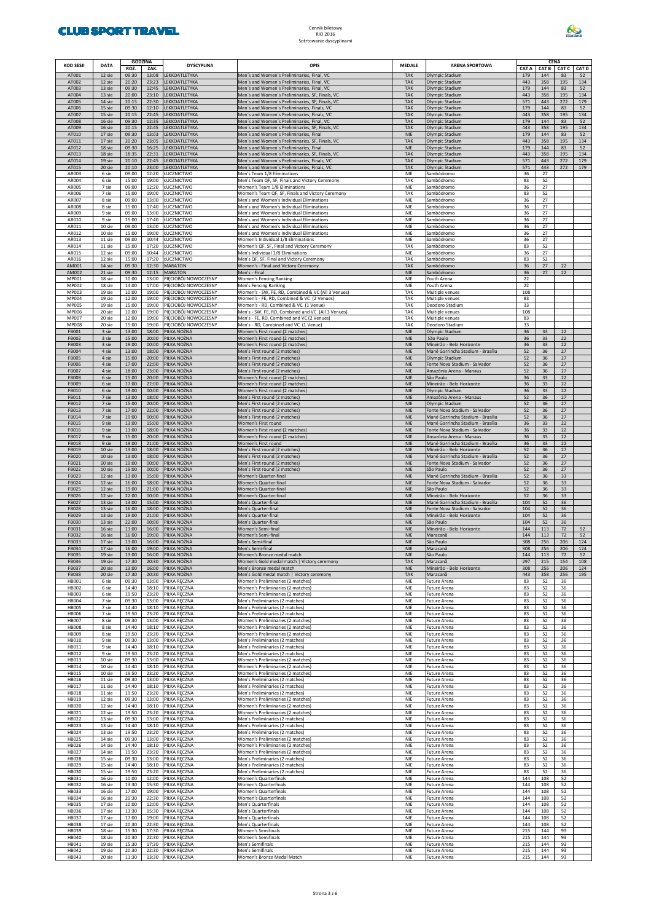# Cennik biletowy
# RIO 2016
# Sortowanie dyscyplinami

| KOD SESJI | DATA | GODZINA | | DYSCYPLINA | OPIS | MEDALE | ARENA SPORTOWA | CENA | | | |
|---|---|---|---|---|---|---|---|---|---|---|---|
| | | ROZ. | ZAK. | | | | | CAT A | CAT B | CAT C | CAT D |
| AT001 | 12 sie | 09:30 | 13:08 | LEKKOATLETYKA | Men´s and Women´s Preliminaries, Final, VC | TAK | Olympic Stadium | 179 | 144 | 83 | 52 |
| AT002 | 12 sie | 20:20 | 23:23 | LEKKOATLETYKA | Men´s and Women´s Preliminaries, Final, VC | TAK | Olympic Stadium | 443 | 358 | 195 | 134 |
| AT003 | 13 sie | 09:30 | 12:45 | LEKKOATLETYKA | Men´s and Women´s Preliminaries, Final, VC | TAK | Olympic Stadium | 179 | 144 | 83 | 52 |
| AT004 | 13 sie | 20:00 | 23:10 | LEKKOATLETYKA | Men´s and Women´s Preliminaries, SF, Finals, VC | TAK | Olympic Stadium | 443 | 358 | 195 | 134 |
| AT005 | 14 sie | 20:15 | 22:30 | LEKKOATLETYKA | Men´s and Women´s Preliminaries, SF, Finals, VC | TAK | Olympic Stadium | 571 | 443 | 272 | 179 |
| AT006 | 15 sie | 09:30 | 12:10 | LEKKOATLETYKA | Men´s and Women´s Preliminaries, Finals, VC | TAK | Olympic Stadium | 179 | 144 | 83 | 52 |
| AT007 | 15 sie | 20:15 | 22:45 | LEKKOATLETYKA | Men´s and Women´s Preliminaries, Finals, VC | TAK | Olympic Stadium | 443 | 358 | 195 | 134 |
| AT008 | 16 sie | 09:30 | 12:35 | LEKKOATLETYKA | Men´s and Women´s Preliminaries, Final, VC | TAK | Olympic Stadium | 179 | 144 | 83 | 52 |
| AT009 | 16 sie | 20:15 | 22:45 | LEKKOATLETYKA | Men´s and Women´s Preliminaries, SF, Finals, VC | TAK | Olympic Stadium | 443 | 358 | 195 | 134 |
| AT010 | 17 sie | 09:30 | 13:03 | LEKKOATLETYKA | Men´s and Women´s Preliminaries, Final | NIE | Olympic Stadium | 179 | 144 | 83 | 52 |
| AT011 | 17 sie | 20:20 | 23:05 | LEKKOATLETYKA | Men´s and Women´s Preliminaries, SF, Finals, VC | TAK | Olympic Stadium | 443 | 358 | 195 | 134 |
| AT012 | 18 sie | 09:30 | 16:25 | LEKKOATLETYKA | Men´s and Women´s Preliminaries, Final | NIE | Olympic Stadium | 179 | 144 | 83 | 52 |
| AT013 | 18 sie | 18:35 | 22:31 | LEKKOATLETYKA | Men´s and Women´s Preliminaries, SF, Finals, VC | TAK | Olympic Stadium | 443 | 358 | 195 | 134 |
| AT014 | 19 sie | 20:10 | 22:45 | LEKKOATLETYKA | Men´s and Women´s Preliminaries, Finals, VC | TAK | Olympic Stadium | 571 | 443 | 272 | 179 |
| AT015 | 20 sie | 20:10 | 23:00 | LEKKOATLETYKA | Men´s and Women´s Preliminaries, Finals, VC | TAK | Olympic Stadium | 571 | 443 | 272 | 179 |
| AR003 | 6 sie | 09:00 | 12:20 | ŁUCZNICTWO | Men's Team 1/8 Eliminations | NIE | Sambódromo | 36 | 27 | | |
| AR004 | 6 sie | 15:00 | 19:00 | ŁUCZNICTWO | Men's Team QF, SF, Finals and Victory Ceremony | TAK | Sambódromo | 83 | 52 | | |
| AR005 | 7 sie | 09:00 | 12:20 | ŁUCZNICTWO | Women's Team 1/8 Eliminations | NIE | Sambódromo | 36 | 27 | | |
| AR006 | 7 sie | 15:00 | 19:00 | ŁUCZNICTWO | Women's Team QF, SF, Finals and Victory Ceremony | TAK | Sambódromo | 83 | 52 | | |
| AR007 | 8 sie | 09:00 | 13:00 | ŁUCZNICTWO | Men's and Women's Individual Eliminations | NIE | Sambódromo | 36 | 27 | | |
| AR008 | 8 sie | 15:00 | 17:40 | ŁUCZNICTWO | Men's and Women's Individual Eliminations | NIE | Sambódromo | 36 | 27 | | |
| AR009 | 9 sie | 09:00 | 13:00 | ŁUCZNICTWO | Men's and Women's Individual Eliminations | NIE | Sambódromo | 36 | 27 | | |
| AR010 | 9 sie | 15:00 | 17:40 | ŁUCZNICTWO | Men's and Women's Individual Eliminations | NIE | Sambódromo | 36 | 27 | | |
| AR011 | 10 sie | 09:00 | 13:00 | ŁUCZNICTWO | Men's and Women's Individual Eliminations | NIE | Sambódromo | 36 | 27 | | |
| AR012 | 10 sie | 15:00 | 19:00 | ŁUCZNICTWO | Men's and Women's Individual Eliminations | NIE | Sambódromo | 36 | 27 | | |
| AR013 | 11 sie | 09:00 | 10:44 | ŁUCZNICTWO | Women's Individual 1/8 Eliminations | NIE | Sambódromo | 36 | 27 | | |
| AR014 | 11 sie | 15:00 | 17:20 | ŁUCZNICTWO | Women's QF, SF, Final and Victory Ceremony | TAK | Sambódromo | 83 | 52 | | |
| AR015 | 12 sie | 09:00 | 10:44 | ŁUCZNICTWO | Men's Individual 1/8 Eliminations | NIE | Sambódromo | 36 | 27 | | |
| AR016 | 12 sie | 15:00 | 17:20 | ŁUCZNICTWO | Men's QF, SF, Final and Victory Ceremony | TAK | Sambódromo | 83 | 52 | | |
| AM001 | 14 sie | 09:30 | 12:30 | MARATON | Women's - Final and Victory Ceremony | TAK | Sambódromo | 36 | 27 | 22 | |
| AM002 | 21 sie | 09:30 | 12:15 | MARATON | Men's - Final | NIE | Sambódromo | 36 | 27 | 22 | |
| MP001 | 18 sie | 10:00 | 13:00 | PIĘCIOBÓJ NOWOCZESNY | Women's Fencing Ranking | NIE | Youth Arena | 22 | | | |
| MP002 | 18 sie | 14:00 | 17:00 | PIĘCIOBÓJ NOWOCZESNY | Men's Fencing Ranking | NIE | Youth Arena | 22 | | | |
| MP003 | 19 sie | 10:00 | 19:00 | PIĘCIOBÓJ NOWOCZESNY | Women's - SW, FE, RD, Combined & VC (All 3 Venues) | TAK | Multiple venues | 108 | | | |
| MP004 | 19 sie | 12:00 | 19:00 | PIĘCIOBÓJ NOWOCZESNY | Women's - FE, RD, Combined & VC (2 Venues) | TAK | Multiple venues | 83 | | | |
| MP005 | 19 sie | 15:00 | 19:00 | PIĘCIOBÓJ NOWOCZESNY | Women's - RD, Combined & VC (1 Venue) | TAK | Deodoro Stadium | 33 | | | |
| MP006 | 20 sie | 10:00 | 19:00 | PIĘCIOBÓJ NOWOCZESNY | Men's - SW, FE, RD, Combined and VC (All 3 Venues) | TAK | Multiple venues | 108 | | | |
| MP007 | 20 sie | 12:00 | 19:00 | PIĘCIOBÓJ NOWOCZESNY | Men's - FE, RD, Combined and VC (2 Venues) | TAK | Multiple venues | 83 | | | |
| MP008 | 20 sie | 15:00 | 19:00 | PIĘCIOBÓJ NOWOCZESNY | Men's - RD, Combined and VC (1 Venue) | TAK | Deodoro Stadium | 33 | | | |
| FB001 | 3 sie | 13:00 | 18:00 | PIŁKA NOŻNA | Women's First round (2 matches) | NIE | Olympic Stadium | 36 | 33 | 22 | |
| FB002 | 3 sie | 15:00 | 20:00 | PIŁKA NOŻNA | Women's First round (2 matches) | NIE | São Paulo | 36 | 33 | 22 | |
| FB003 | 3 sie | 19:00 | 00:00 | PIŁKA NOŻNA | Women's First round (2 matches) | NIE | Mineirão - Belo Horizonte | 36 | 33 | 22 | |
| FB004 | 4 sie | 13:00 | 18:00 | PIŁKA NOŻNA | Men's First round (2 matches) | NIE | Mané Garrincha Stadium - Brasília | 52 | 36 | 27 | |
| FB005 | 4 sie | 15:00 | 20:00 | PIŁKA NOŻNA | Men's First round (2 matches) | NIE | Olympic Stadium | 52 | 36 | 27 | |
| FB006 | 4 sie | 17:00 | 22:00 | PIŁKA NOŻNA | Men's First round (2 matches) | NIE | Fonte Nova Stadium - Salvador | 52 | 36 | 27 | |
| FB007 | 4 sie | 18:00 | 23:00 | PIŁKA NOŻNA | Men's First round (2 matches) | NIE | Amazônia Arena - Manaus | 52 | 36 | 27 | |
| FB008 | 6 sie | 15:00 | 20:00 | PIŁKA NOŻNA | Women's First round (2 matches) | NIE | São Paulo | 36 | 33 | 22 | |
| FB009 | 6 sie | 17:00 | 22:00 | PIŁKA NOŻNA | Women's First round (2 matches) | NIE | Mineirão - Belo Horizonte | 36 | 33 | 22 | |
| FB010 | 6 sie | 19:00 | 00:00 | PIŁKA NOŻNA | Women's First round (2 matches) | NIE | Olympic Stadium | 36 | 33 | 22 | |
| FB011 | 7 sie | 13:00 | 18:00 | PIŁKA NOŻNA | Men's First round (2 matches) | NIE | Amazônia Arena - Manaus | 52 | 36 | 27 | |
| FB012 | 7 sie | 15:00 | 20:00 | PIŁKA NOŻNA | Men's First round (2 matches) | NIE | Olympic Stadium | 52 | 36 | 27 | |
| FB013 | 7 sie | 17:00 | 22:00 | PIŁKA NOŻNA | Men's First round (2 matches) | NIE | Fonte Nova Stadium - Salvador | 52 | 36 | 27 | |
| FB014 | 7 sie | 19:00 | 00:00 | PIŁKA NOŻNA | Men's First round (2 matches) | NIE | Mané Garrincha Stadium - Brasília | 52 | 36 | 27 | |
| FB015 | 9 sie | 13:00 | 15:00 | PIŁKA NOŻNA | Women's First round | NIE | Mané Garrincha Stadium - Brasília | 36 | 33 | 22 | |
| FB016 | 9 sie | 13:00 | 18:00 | PIŁKA NOŻNA | Women's First round (2 matches) | NIE | Fonte Nova Stadium - Salvador | 36 | 33 | 22 | |
| FB017 | 9 sie | 15:00 | 20:00 | PIŁKA NOŻNA | Women's First round (2 matches) | NIE | Amazônia Arena - Manaus | 36 | 33 | 22 | |
| FB018 | 9 sie | 19:00 | 21:00 | PIŁKA NOŻNA | Women's First round | NIE | Mané Garrincha Stadium - Brasília | 36 | 33 | 22 | |
| FB019 | 10 sie | 13:00 | 18:00 | PIŁKA NOŻNA | Men's First round (2 matches) | NIE | Mineirão - Belo Horizonte | 52 | 36 | 27 | |
| FB020 | 10 sie | 13:00 | 18:00 | PIŁKA NOŻNA | Men's First round (2 matches) | NIE | Mané Garrincha Stadium - Brasília | 52 | 36 | 27 | |
| FB021 | 10 sie | 19:00 | 00:00 | PIŁKA NOŻNA | Men's First round (2 matches) | NIE | Fonte Nova Stadium - Salvador | 52 | 36 | 27 | |
| FB022 | 10 sie | 19:00 | 00:00 | PIŁKA NOŻNA | Men's First round (2 matches) | NIE | São Paulo | 52 | 36 | 27 | |
| FB023 | 12 sie | 13:00 | 15:00 | PIŁKA NOŻNA | Women's Quarter-final | NIE | Mané Garrincha Stadium - Brasília | 52 | 36 | 33 | |
| FB024 | 12 sie | 16:00 | 18:00 | PIŁKA NOŻNA | Women's Quarter-final | NIE | Fonte Nova Stadium - Salvador | 52 | 36 | 33 | |
| FB025 | 12 sie | 19:00 | 21:00 | PIŁKA NOŻNA | Women's Quarter-final | NIE | São Paulo | 52 | 36 | 33 | |
| FB026 | 12 sie | 22:00 | 00:00 | PIŁKA NOŻNA | Women's Quarter-final | NIE | Mineirão - Belo Horizonte | 52 | 36 | 33 | |
| FB027 | 13 sie | 13:00 | 15:00 | PIŁKA NOŻNA | Men's Quarter-final | NIE | Mané Garrincha Stadium - Brasília | 104 | 52 | 36 | |
| FB028 | 13 sie | 16:00 | 18:00 | PIŁKA NOŻNA | Men's Quarter-final | NIE | Fonte Nova Stadium - Salvador | 104 | 52 | 36 | |
| FB029 | 13 sie | 19:00 | 21:00 | PIŁKA NOŻNA | Men's Quarter-final | NIE | Mineirão - Belo Horizonte | 104 | 52 | 36 | |
| FB030 | 13 sie | 22:00 | 00:00 | PIŁKA NOŻNA | Men's Quarter-final | NIE | São Paulo | 104 | 52 | 36 | |
| FB031 | 16 sie | 13:00 | 16:00 | PIŁKA NOŻNA | Women's Semi-final | NIE | Mineirão - Belo Horizonte | 144 | 113 | 72 | 52 |
| FB032 | 16 sie | 16:00 | 19:00 | PIŁKA NOŻNA | Women's Semi-final | NIE | Maracanã | 144 | 113 | 72 | 52 |
| FB033 | 17 sie | 13:00 | 16:00 | PIŁKA NOŻNA | Men's Semi-final | NIE | São Paulo | 308 | 256 | 206 | 124 |
| FB034 | 17 sie | 16:00 | 19:00 | PIŁKA NOŻNA | Men's Semi-final | NIE | Maracanã | 308 | 256 | 206 | 124 |
| FB035 | 19 sie | 13:00 | 16:00 | PIŁKA NOŻNA | Women's Bronze medal match | NIE | São Paulo | 144 | 113 | 72 | 52 |
| FB036 | 19 sie | 17:30 | 20:30 | PIŁKA NOŻNA | Women's Gold medal match \| Victory ceremony | TAK | Maracanã | 297 | 215 | 154 | 108 |
| FB037 | 20 sie | 13:00 | 16:00 | PIŁKA NOŻNA | Men's Bronze medal match | NIE | Mineirão - Belo Horizonte | 308 | 256 | 206 | 124 |
| FB038 | 20 sie | 17:30 | 20:30 | PIŁKA NOŻNA | Men's Gold medal match \| Victory ceremony | TAK | Maracanã | 443 | 358 | 256 | 195 |
| HB001 | 6 sie | 09:30 | 13:00 | PIŁKA RĘCZNA | Women's Preliminaries (2 matches) | NIE | Future Arena | 83 | 52 | 36 | |
| HB002 | 6 sie | 14:40 | 18:10 | PIŁKA RĘCZNA | Women's Preliminaries (2 matches) | NIE | Future Arena | 83 | 52 | 36 | |
| HB003 | 6 sie | 19:50 | 23:20 | PIŁKA RĘCZNA | Women's Preliminaries (2 matches) | NIE | Future Arena | 83 | 52 | 36 | |
| HB004 | 7 sie | 09:30 | 13:00 | PIŁKA RĘCZNA | Men's Preliminaries (2 matches) | NIE | Future Arena | 83 | 52 | 36 | |
| HB005 | 7 sie | 14:40 | 18:10 | PIŁKA RĘCZNA | Men's Preliminaries (2 matches) | NIE | Future Arena | 83 | 52 | 36 | |
| HB006 | 7 sie | 19:50 | 23:20 | PIŁKA RĘCZNA | Men's Preliminaries (2 matches) | NIE | Future Arena | 83 | 52 | 36 | |
| HB007 | 8 sie | 09:30 | 13:00 | PIŁKA RĘCZNA | Women's Preliminaries (2 matches) | NIE | Future Arena | 83 | 52 | 36 | |
| HB008 | 8 sie | 14:40 | 18:10 | PIŁKA RĘCZNA | Women's Preliminaries (2 matches) | NIE | Future Arena | 83 | 52 | 36 | |
| HB009 | 8 sie | 19:50 | 23:20 | PIŁKA RĘCZNA | Women's Preliminaries (2 matches) | NIE | Future Arena | 83 | 52 | 36 | |
| HB010 | 9 sie | 09:30 | 13:00 | PIŁKA RĘCZNA | Men's Preliminaries (2 matches) | NIE | Future Arena | 83 | 52 | 36 | |
| HB011 | 9 sie | 14:40 | 18:10 | PIŁKA RĘCZNA | Men's Preliminaries (2 matches) | NIE | Future Arena | 83 | 52 | 36 | |
| HB012 | 9 sie | 19:50 | 23:20 | PIŁKA RĘCZNA | Men's Preliminaries (2 matches) | NIE | Future Arena | 83 | 52 | 36 | |
| HB013 | 10 sie | 09:30 | 13:00 | PIŁKA RĘCZNA | Women's Preliminaries (2 matches) | NIE | Future Arena | 83 | 52 | 36 | |
| HB014 | 10 sie | 14:40 | 18:10 | PIŁKA RĘCZNA | Women's Preliminaries (2 matches) | NIE | Future Arena | 83 | 52 | 36 | |
| HB015 | 10 sie | 19:50 | 23:20 | PIŁKA RĘCZNA | Women's Preliminaries (2 matches) | NIE | Future Arena | 83 | 52 | 36 | |
| HB016 | 11 sie | 09:30 | 13:00 | PIŁKA RĘCZNA | Men's Preliminaries (2 matches) | NIE | Future Arena | 83 | 52 | 36 | |
| HB017 | 11 sie | 14:40 | 18:10 | PIŁKA RĘCZNA | Men's Preliminaries (2 matches) | NIE | Future Arena | 83 | 52 | 36 | |
| HB018 | 11 sie | 19:50 | 23:20 | PIŁKA RĘCZNA | Men's Preliminaries (2 matches) | NIE | Future Arena | 83 | 52 | 36 | |
| HB019 | 12 sie | 09:30 | 13:00 | PIŁKA RĘCZNA | Women's Preliminaries (2 matches) | NIE | Future Arena | 83 | 52 | 36 | |
| HB020 | 12 sie | 14:40 | 18:10 | PIŁKA RĘCZNA | Women's Preliminaries (2 matches) | NIE | Future Arena | 83 | 52 | 36 | |
| HB021 | 12 sie | 19:50 | 23:20 | PIŁKA RĘCZNA | Women's Preliminaries (2 matches) | NIE | Future Arena | 83 | 52 | 36 | |
| HB022 | 13 sie | 09:30 | 13:00 | PIŁKA RĘCZNA | Men's Preliminaries (2 matches) | NIE | Future Arena | 83 | 52 | 36 | |
| HB023 | 13 sie | 14:40 | 18:10 | PIŁKA RĘCZNA | Men's Preliminaries (2 matches) | NIE | Future Arena | 83 | 52 | 36 | |
| HB024 | 13 sie | 19:50 | 23:20 | PIŁKA RĘCZNA | Men's Preliminaries (2 matches) | NIE | Future Arena | 83 | 52 | 36 | |
| HB025 | 14 sie | 09:30 | 13:00 | PIŁKA RĘCZNA | Women's Preliminaries (2 matches) | NIE | Future Arena | 83 | 52 | 36 | |
| HB026 | 14 sie | 14:40 | 18:10 | PIŁKA RĘCZNA | Women's Preliminaries (2 matches) | NIE | Future Arena | 83 | 52 | 36 | |
| HB027 | 14 sie | 19:50 | 23:20 | PIŁKA RĘCZNA | Women's Preliminaries (2 matches) | NIE | Future Arena | 83 | 52 | 36 | |
| HB028 | 15 sie | 09:30 | 13:00 | PIŁKA RĘCZNA | Men's Preliminaries (2 matches) | NIE | Future Arena | 83 | 52 | 36 | |
| HB029 | 15 sie | 14:40 | 18:10 | PIŁKA RĘCZNA | Men's Preliminaries (2 matches) | NIE | Future Arena | 83 | 52 | 36 | |
| HB030 | 15 sie | 19:50 | 23:20 | PIŁKA RĘCZNA | Men's Preliminaries (2 matches) | NIE | Future Arena | 83 | 52 | 36 | |
| HB031 | 16 sie | 10:00 | 12:00 | PIŁKA RĘCZNA | Women's Quarterfinals | NIE | Future Arena | 144 | 108 | 52 | |
| HB032 | 16 sie | 13:30 | 15:30 | PIŁKA RĘCZNA | Women's Quarterfinals | NIE | Future Arena | 144 | 108 | 52 | |
| HB033 | 16 sie | 17:00 | 19:00 | PIŁKA RĘCZNA | Women's Quarterfinals | NIE | Future Arena | 144 | 108 | 52 | |
| HB034 | 16 sie | 20:30 | 22:30 | PIŁKA RĘCZNA | Women's Quarterfinals | NIE | Future Arena | 144 | 108 | 52 | |
| HB035 | 17 sie | 10:00 | 12:00 | PIŁKA RĘCZNA | Men's Quarterfinals | NIE | Future Arena | 144 | 108 | 52 | |
| HB036 | 17 sie | 13:30 | 15:30 | PIŁKA RĘCZNA | Men's Quarterfinals | NIE | Future Arena | 144 | 108 | 52 | |
| HB037 | 17 sie | 17:00 | 19:00 | PIŁKA RĘCZNA | Men's Quarterfinals | NIE | Future Arena | 144 | 108 | 52 | |
| HB038 | 17 sie | 20:30 | 22:30 | PIŁKA RĘCZNA | Men's Quarterfinals | NIE | Future Arena | 144 | 108 | 52 | |
| HB039 | 18 sie | 15:30 | 17:30 | PIŁKA RĘCZNA | Women's Semifinals | NIE | Future Arena | 215 | 144 | 93 | |
| HB040 | 18 sie | 20:30 | 22:30 | PIŁKA RĘCZNA | Women's Semifinals | NIE | Future Arena | 215 | 144 | 93 | |
| HB041 | 19 sie | 15:30 | 17:30 | PIŁKA RĘCZNA | Men's Semifinals | NIE | Future Arena | 215 | 144 | 93 | |
| HB042 | 19 sie | 20:30 | 22:30 | PIŁKA RĘCZNA | Men's Semifinals | NIE | Future Arena | 215 | 144 | 93 | |
| HB043 | 20 sie | 11:30 | 13:30 | PIŁKA RĘCZNA | Women's Bronze Medal Match | NIE | Future Arena | 215 | 144 | 93 | |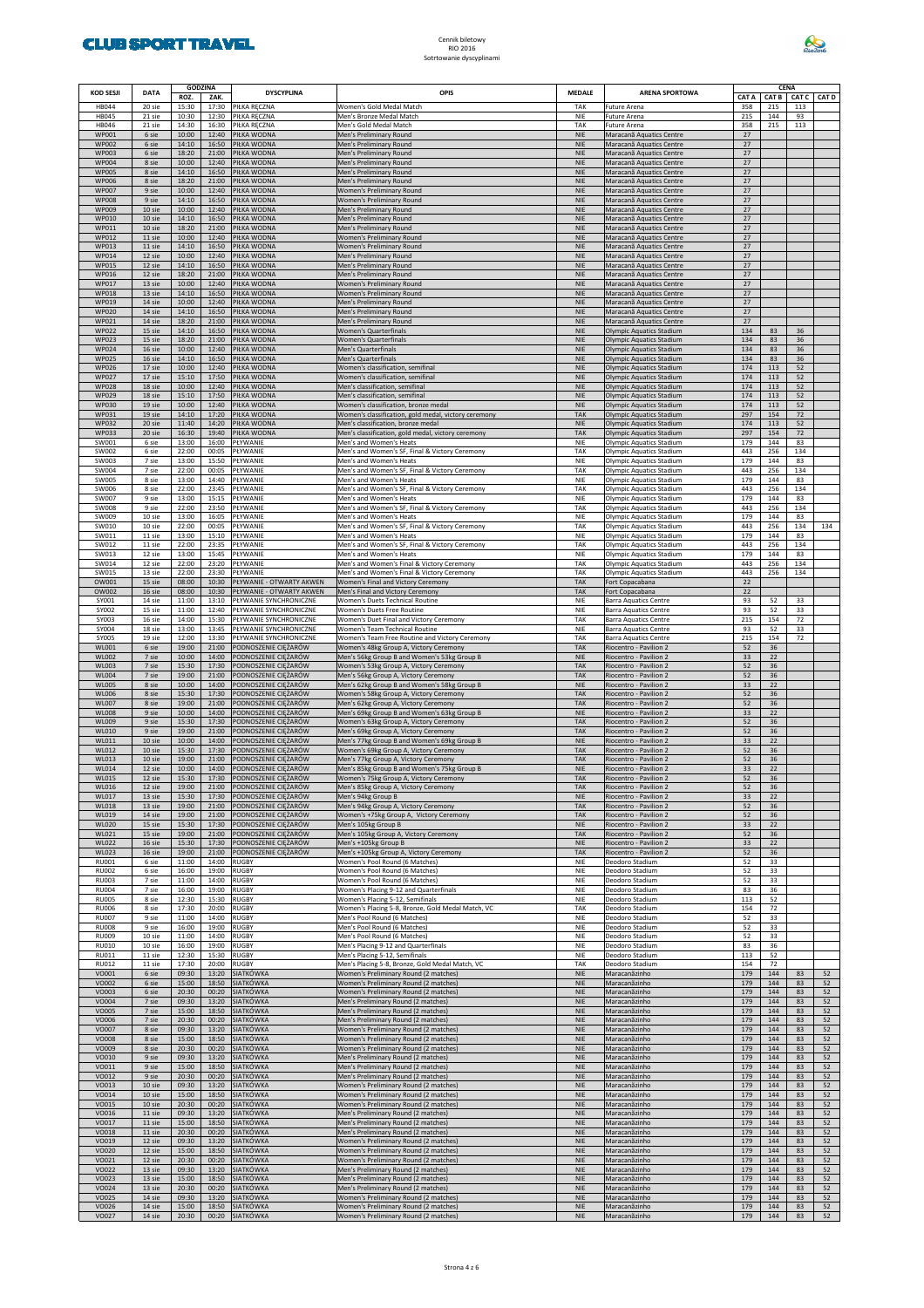Cennik biletowy
RIO 2016
Sortowanie dyscyplinami

| KOD SESJI | DATA | GODZINA | | DYSCYPLINA | OPIS | MEDALE | ARENA SPORTOWA | CENA | | | |
|---|---|---|---|---|---|---|---|---|---|---|---|
| | | ROZ. | ZAK. | | | | | CAT A | CAT B | CAT C | CAT D |
| HB044 | 20 sie | 15:30 | 17:30 | PIŁKA RĘCZNA | Women's Gold Medal Match | TAK | Future Arena | 358 | 215 | 113 | |
| HB045 | 21 sie | 10:30 | 12:30 | PIŁKA RĘCZNA | Men's Bronze Medal Match | NIE | Future Arena | 215 | 144 | 93 | |
| HB046 | 21 sie | 14:30 | 16:30 | PIŁKA RĘCZNA | Men's Gold Medal Match | TAK | Future Arena | 358 | 215 | 113 | |
| WP001 | 6 sie | 10:00 | 12:40 | PIŁKA WODNA | Men's Preliminary Round | NIE | Maracanã Aquatics Centre | 27 | | | |
| WP002 | 6 sie | 14:10 | 16:50 | PIŁKA WODNA | Men's Preliminary Round | NIE | Maracanã Aquatics Centre | 27 | | | |
| WP003 | 6 sie | 18:20 | 21:00 | PIŁKA WODNA | Men's Preliminary Round | NIE | Maracanã Aquatics Centre | 27 | | | |
| WP004 | 8 sie | 10:00 | 12:40 | PIŁKA WODNA | Men's Preliminary Round | NIE | Maracanã Aquatics Centre | 27 | | | |
| WP005 | 8 sie | 14:10 | 16:50 | PIŁKA WODNA | Men's Preliminary Round | NIE | Maracanã Aquatics Centre | 27 | | | |
| WP006 | 8 sie | 18:20 | 21:00 | PIŁKA WODNA | Men's Preliminary Round | NIE | Maracanã Aquatics Centre | 27 | | | |
| WP007 | 9 sie | 10:00 | 12:40 | PIŁKA WODNA | Women's Preliminary Round | NIE | Maracanã Aquatics Centre | 27 | | | |
| WP008 | 9 sie | 14:10 | 16:50 | PIŁKA WODNA | Women's Preliminary Round | NIE | Maracanã Aquatics Centre | 27 | | | |
| WP009 | 10 sie | 10:00 | 12:40 | PIŁKA WODNA | Men's Preliminary Round | NIE | Maracanã Aquatics Centre | 27 | | | |
| WP010 | 10 sie | 14:10 | 16:50 | PIŁKA WODNA | Men's Preliminary Round | NIE | Maracanã Aquatics Centre | 27 | | | |
| WP011 | 10 sie | 18:20 | 21:00 | PIŁKA WODNA | Men's Preliminary Round | NIE | Maracanã Aquatics Centre | 27 | | | |
| WP012 | 11 sie | 10:00 | 12:40 | PIŁKA WODNA | Women's Preliminary Round | NIE | Maracanã Aquatics Centre | 27 | | | |
| WP013 | 11 sie | 14:10 | 16:50 | PIŁKA WODNA | Women's Preliminary Round | NIE | Maracanã Aquatics Centre | 27 | | | |
| WP014 | 12 sie | 10:00 | 12:40 | PIŁKA WODNA | Men's Preliminary Round | NIE | Maracanã Aquatics Centre | 27 | | | |
| WP015 | 12 sie | 14:10 | 16:50 | PIŁKA WODNA | Men's Preliminary Round | NIE | Maracanã Aquatics Centre | 27 | | | |
| WP016 | 12 sie | 18:20 | 21:00 | PIŁKA WODNA | Men's Preliminary Round | NIE | Maracanã Aquatics Centre | 27 | | | |
| WP017 | 13 sie | 10:00 | 12:40 | PIŁKA WODNA | Women's Preliminary Round | NIE | Maracanã Aquatics Centre | 27 | | | |
| WP018 | 13 sie | 14:10 | 16:50 | PIŁKA WODNA | Women's Preliminary Round | NIE | Maracanã Aquatics Centre | 27 | | | |
| WP019 | 14 sie | 10:00 | 12:40 | PIŁKA WODNA | Men's Preliminary Round | NIE | Maracanã Aquatics Centre | 27 | | | |
| WP020 | 14 sie | 14:10 | 16:50 | PIŁKA WODNA | Men's Preliminary Round | NIE | Maracanã Aquatics Centre | 27 | | | |
| WP021 | 14 sie | 18:20 | 21:00 | PIŁKA WODNA | Men's Preliminary Round | NIE | Maracanã Aquatics Centre | 27 | | | |
| WP022 | 15 sie | 14:10 | 16:50 | PIŁKA WODNA | Women's Quarterfinals | NIE | Olympic Aquatics Stadium | 134 | 83 | 36 | |
| WP023 | 15 sie | 18:20 | 21:00 | PIŁKA WODNA | Women's Quarterfinals | NIE | Olympic Aquatics Stadium | 134 | 83 | 36 | |
| WP024 | 16 sie | 10:00 | 12:40 | PIŁKA WODNA | Men's Quarterfinals | NIE | Olympic Aquatics Stadium | 134 | 83 | 36 | |
| WP025 | 16 sie | 14:10 | 16:50 | PIŁKA WODNA | Men's Quarterfinals | NIE | Olympic Aquatics Stadium | 134 | 83 | 36 | |
| WP026 | 17 sie | 10:00 | 12:40 | PIŁKA WODNA | Women's classification, semifinal | NIE | Olympic Aquatics Stadium | 174 | 113 | 52 | |
| WP027 | 17 sie | 15:10 | 17:50 | PIŁKA WODNA | Women's classification, semifinal | NIE | Olympic Aquatics Stadium | 174 | 113 | 52 | |
| WP028 | 18 sie | 10:00 | 12:40 | PIŁKA WODNA | Men's classification, semifinal | NIE | Olympic Aquatics Stadium | 174 | 113 | 52 | |
| WP029 | 18 sie | 15:10 | 17:50 | PIŁKA WODNA | Men's classification, semifinal | NIE | Olympic Aquatics Stadium | 174 | 113 | 52 | |
| WP030 | 19 sie | 10:00 | 12:40 | PIŁKA WODNA | Women's classification, bronze medal | NIE | Olympic Aquatics Stadium | 174 | 113 | 52 | |
| WP031 | 19 sie | 14:10 | 17:20 | PIŁKA WODNA | Women's classification, gold medal, victory ceremony | TAK | Olympic Aquatics Stadium | 297 | 154 | 72 | |
| WP032 | 20 sie | 11:40 | 14:20 | PIŁKA WODNA | Men's classification, bronze medal | NIE | Olympic Aquatics Stadium | 174 | 113 | 52 | |
| WP033 | 20 sie | 16:30 | 19:40 | PIŁKA WODNA | Men's classification, gold medal, victory ceremony | TAK | Olympic Aquatics Stadium | 297 | 154 | 72 | |
| SW001 | 6 sie | 13:00 | 16:00 | PŁYWANIE | Men's and Women's Heats | NIE | Olympic Aquatics Stadium | 179 | 144 | 83 | |
| SW002 | 6 sie | 22:00 | 00:05 | PŁYWANIE | Men's and Women's SF, Final & Victory Ceremony | TAK | Olympic Aquatics Stadium | 443 | 256 | 134 | |
| SW003 | 7 sie | 13:00 | 15:50 | PŁYWANIE | Men's and Women's Heats | NIE | Olympic Aquatics Stadium | 179 | 144 | 83 | |
| SW004 | 7 sie | 22:00 | 00:05 | PŁYWANIE | Men's and Women's SF, Final & Victory Ceremony | TAK | Olympic Aquatics Stadium | 443 | 256 | 134 | |
| SW005 | 8 sie | 13:00 | 14:40 | PŁYWANIE | Men's and Women's Heats | NIE | Olympic Aquatics Stadium | 179 | 144 | 83 | |
| SW006 | 8 sie | 22:00 | 23:45 | PŁYWANIE | Men's and Women's SF, Final & Victory Ceremony | TAK | Olympic Aquatics Stadium | 443 | 256 | 134 | |
| SW007 | 9 sie | 13:00 | 15:15 | PŁYWANIE | Men's and Women's Heats | NIE | Olympic Aquatics Stadium | 179 | 144 | 83 | |
| SW008 | 9 sie | 22:00 | 23:50 | PŁYWANIE | Men's and Women's SF, Final & Victory Ceremony | TAK | Olympic Aquatics Stadium | 443 | 256 | 134 | |
| SW009 | 10 sie | 13:00 | 16:05 | PŁYWANIE | Men's and Women's Heats | NIE | Olympic Aquatics Stadium | 179 | 144 | 83 | |
| SW010 | 10 sie | 22:00 | 00:05 | PŁYWANIE | Men's and Women's SF, Final & Victory Ceremony | TAK | Olympic Aquatics Stadium | 443 | 256 | 134 | 134 |
| SW011 | 11 sie | 13:00 | 15:10 | PŁYWANIE | Men's and Women's Heats | NIE | Olympic Aquatics Stadium | 179 | 144 | 83 | |
| SW012 | 11 sie | 22:00 | 23:35 | PŁYWANIE | Men's and Women's SF, Final & Victory Ceremony | TAK | Olympic Aquatics Stadium | 443 | 256 | 134 | |
| SW013 | 12 sie | 13:00 | 15:45 | PŁYWANIE | Men's and Women's Heats | NIE | Olympic Aquatics Stadium | 179 | 144 | 83 | |
| SW014 | 12 sie | 22:00 | 23:20 | PŁYWANIE | Men's and Women's Final & Victory Ceremony | TAK | Olympic Aquatics Stadium | 443 | 256 | 134 | |
| SW015 | 13 sie | 22:00 | 23:30 | PŁYWANIE | Men's and Women's Final & Victory Ceremony | TAK | Olympic Aquatics Stadium | 443 | 256 | 134 | |
| OW001 | 15 sie | 08:00 | 10:30 | PŁYWANIE - OTWARTY AKWEN | Women's Final and Victory Ceremony | TAK | Fort Copacabana | 22 | | | |
| OW002 | 16 sie | 08:00 | 10:30 | PŁYWANIE - OTWARTY AKWEN | Men's Final and Victory Ceremony | TAK | Fort Copacabana | 22 | | | |
| SY001 | 14 sie | 11:00 | 13:10 | PŁYWANIE SYNCHRONICZNE | Women's Duets Technical Routine | NIE | Barra Aquatics Centre | 93 | 52 | 33 | |
| SY002 | 15 sie | 11:00 | 12:40 | PŁYWANIE SYNCHRONICZNE | Women's Duets Free Routine | NIE | Barra Aquatics Centre | 93 | 52 | 33 | |
| SY003 | 16 sie | 14:00 | 15:30 | PŁYWANIE SYNCHRONICZNE | Women's Duet Final and Victory Ceremony | TAK | Barra Aquatics Centre | 215 | 154 | 72 | |
| SY004 | 18 sie | 13:00 | 13:45 | PŁYWANIE SYNCHRONICZNE | Women's Team Technical Routine | NIE | Barra Aquatics Centre | 93 | 52 | 33 | |
| SY005 | 19 sie | 12:00 | 13:30 | PŁYWANIE SYNCHRONICZNE | Women's Team Free Routine and Victory Ceremony | TAK | Barra Aquatics Centre | 215 | 154 | 72 | |
| WL001 | 6 sie | 19:00 | 21:00 | PODNOSZENIE CIĘŻARÓW | Women's 48kg Group A, Victory Ceremony | TAK | Riocentro - Pavilion 2 | 52 | 36 | | |
| WL002 | 7 sie | 10:00 | 14:00 | PODNOSZENIE CIĘŻARÓW | Men's 56kg Group B and Women's 53kg Group B | NIE | Riocentro - Pavilion 2 | 33 | 22 | | |
| WL003 | 7 sie | 15:30 | 17:30 | PODNOSZENIE CIĘŻARÓW | Women's 53kg Group A, Victory Ceremony | TAK | Riocentro - Pavilion 2 | 52 | 36 | | |
| WL004 | 7 sie | 19:00 | 21:00 | PODNOSZENIE CIĘŻARÓW | Men's 56kg Group A, Victory Ceremony | TAK | Riocentro - Pavilion 2 | 52 | 36 | | |
| WL005 | 8 sie | 10:00 | 14:00 | PODNOSZENIE CIĘŻARÓW | Men's 62kg Group B and Women's 58kg Group B | NIE | Riocentro - Pavilion 2 | 33 | 22 | | |
| WL006 | 8 sie | 15:30 | 17:30 | PODNOSZENIE CIĘŻARÓW | Women's 58kg Group A, Victory Ceremony | TAK | Riocentro - Pavilion 2 | 52 | 36 | | |
| WL007 | 8 sie | 19:00 | 21:00 | PODNOSZENIE CIĘŻARÓW | Men's 62kg Group A, Victory Ceremony | TAK | Riocentro - Pavilion 2 | 52 | 36 | | |
| WL008 | 9 sie | 10:00 | 14:00 | PODNOSZENIE CIĘŻARÓW | Men's 69kg Group B and Women's 63kg Group B | NIE | Riocentro - Pavilion 2 | 33 | 22 | | |
| WL009 | 9 sie | 15:30 | 17:30 | PODNOSZENIE CIĘŻARÓW | Women's 63kg Group A, Victory Ceremony | TAK | Riocentro - Pavilion 2 | 52 | 36 | | |
| WL010 | 9 sie | 19:00 | 21:00 | PODNOSZENIE CIĘŻARÓW | Men's 69kg Group A, Victory Ceremony | TAK | Riocentro - Pavilion 2 | 52 | 36 | | |
| WL011 | 10 sie | 10:00 | 14:00 | PODNOSZENIE CIĘŻARÓW | Men's 77kg Group B and Women's 69kg Group B | NIE | Riocentro - Pavilion 2 | 33 | 22 | | |
| WL012 | 10 sie | 15:30 | 17:30 | PODNOSZENIE CIĘŻARÓW | Women's 69kg Group A, Victory Ceremony | TAK | Riocentro - Pavilion 2 | 52 | 36 | | |
| WL013 | 10 sie | 19:00 | 21:00 | PODNOSZENIE CIĘŻARÓW | Men's 77kg Group A, Victory Ceremony | TAK | Riocentro - Pavilion 2 | 52 | 36 | | |
| WL014 | 12 sie | 10:00 | 14:00 | PODNOSZENIE CIĘŻARÓW | Men's 85kg Group B and Women's 75kg Group B | NIE | Riocentro - Pavilion 2 | 33 | 22 | | |
| WL015 | 12 sie | 15:30 | 17:30 | PODNOSZENIE CIĘŻARÓW | Women's 75kg Group A, Victory Ceremony | TAK | Riocentro - Pavilion 2 | 52 | 36 | | |
| WL016 | 12 sie | 19:00 | 21:00 | PODNOSZENIE CIĘŻARÓW | Men's 85kg Group A, Victory Ceremony | TAK | Riocentro - Pavilion 2 | 52 | 36 | | |
| WL017 | 13 sie | 15:30 | 17:30 | PODNOSZENIE CIĘŻARÓW | Men's 94kg Group B | NIE | Riocentro - Pavilion 2 | 33 | 22 | | |
| WL018 | 13 sie | 19:00 | 21:00 | PODNOSZENIE CIĘŻARÓW | Men's 94kg Group A, Victory Ceremony | TAK | Riocentro - Pavilion 2 | 52 | 36 | | |
| WL019 | 14 sie | 19:00 | 21:00 | PODNOSZENIE CIĘŻARÓW | Women's +75kg Group A, Victory Ceremony | TAK | Riocentro - Pavilion 2 | 52 | 36 | | |
| WL020 | 15 sie | 15:30 | 17:30 | PODNOSZENIE CIĘŻARÓW | Men's 105kg Group B | NIE | Riocentro - Pavilion 2 | 33 | 22 | | |
| WL021 | 15 sie | 19:00 | 21:00 | PODNOSZENIE CIĘŻARÓW | Men's 105kg Group A, Victory Ceremony | TAK | Riocentro - Pavilion 2 | 52 | 36 | | |
| WL022 | 16 sie | 15:30 | 17:30 | PODNOSZENIE CIĘŻARÓW | Men's +105kg Group B | NIE | Riocentro - Pavilion 2 | 33 | 22 | | |
| WL023 | 16 sie | 19:00 | 21:00 | PODNOSZENIE CIĘŻARÓW | Men's +105kg Group A, Victory Ceremony | TAK | Riocentro - Pavilion 2 | 52 | 36 | | |
| RU001 | 6 sie | 11:00 | 14:00 | RUGBY | Women's Pool Round (6 Matches) | NIE | Deodoro Stadium | 52 | 33 | | |
| RU002 | 6 sie | 16:00 | 19:00 | RUGBY | Women's Pool Round (6 Matches) | NIE | Deodoro Stadium | 52 | 33 | | |
| RU003 | 7 sie | 11:00 | 14:00 | RUGBY | Women's Pool Round (6 Matches) | NIE | Deodoro Stadium | 52 | 33 | | |
| RU004 | 7 sie | 16:00 | 19:00 | RUGBY | Women's Placing 9-12 and Quarterfinals | NIE | Deodoro Stadium | 83 | 36 | | |
| RU005 | 8 sie | 12:30 | 15:30 | RUGBY | Women's Placing 5-12, Semifinals | NIE | Deodoro Stadium | 113 | 52 | | |
| RU006 | 8 sie | 17:30 | 20:00 | RUGBY | Women's Placing 5-8, Bronze, Gold Medal Match, VC | TAK | Deodoro Stadium | 154 | 72 | | |
| RU007 | 9 sie | 11:00 | 14:00 | RUGBY | Men's Pool Round (6 Matches) | NIE | Deodoro Stadium | 52 | 33 | | |
| RU008 | 9 sie | 16:00 | 19:00 | RUGBY | Men's Pool Round (6 Matches) | NIE | Deodoro Stadium | 52 | 33 | | |
| RU009 | 10 sie | 11:00 | 14:00 | RUGBY | Men's Pool Round (6 Matches) | NIE | Deodoro Stadium | 52 | 33 | | |
| RU010 | 10 sie | 16:00 | 19:00 | RUGBY | Men's Placing 9-12 and Quarterfinals | NIE | Deodoro Stadium | 83 | 36 | | |
| RU011 | 11 sie | 12:30 | 15:30 | RUGBY | Men's Placing 5-12, Semifinals | NIE | Deodoro Stadium | 113 | 52 | | |
| RU012 | 11 sie | 17:30 | 20:00 | RUGBY | Men's Placing 5-8, Bronze, Gold Medal Match, VC | TAK | Deodoro Stadium | 154 | 72 | | |
| VO001 | 6 sie | 09:30 | 13:20 | SIATKÓWKA | Women's Preliminary Round (2 matches) | NIE | Maracanãzinho | 179 | 144 | 83 | 52 |
| VO002 | 6 sie | 15:00 | 18:50 | SIATKÓWKA | Women's Preliminary Round (2 matches) | NIE | Maracanãzinho | 179 | 144 | 83 | 52 |
| VO003 | 6 sie | 20:30 | 00:20 | SIATKÓWKA | Women's Preliminary Round (2 matches) | NIE | Maracanãzinho | 179 | 144 | 83 | 52 |
| VO004 | 7 sie | 09:30 | 13:20 | SIATKÓWKA | Men's Preliminary Round (2 matches) | NIE | Maracanãzinho | 179 | 144 | 83 | 52 |
| VO005 | 7 sie | 15:00 | 18:50 | SIATKÓWKA | Men's Preliminary Round (2 matches) | NIE | Maracanãzinho | 179 | 144 | 83 | 52 |
| VO006 | 7 sie | 20:30 | 00:20 | SIATKÓWKA | Men's Preliminary Round (2 matches) | NIE | Maracanãzinho | 179 | 144 | 83 | 52 |
| VO007 | 8 sie | 09:30 | 13:20 | SIATKÓWKA | Women's Preliminary Round (2 matches) | NIE | Maracanãzinho | 179 | 144 | 83 | 52 |
| VO008 | 8 sie | 15:00 | 18:50 | SIATKÓWKA | Women's Preliminary Round (2 matches) | NIE | Maracanãzinho | 179 | 144 | 83 | 52 |
| VO009 | 8 sie | 20:30 | 00:20 | SIATKÓWKA | Women's Preliminary Round (2 matches) | NIE | Maracanãzinho | 179 | 144 | 83 | 52 |
| VO010 | 9 sie | 09:30 | 13:20 | SIATKÓWKA | Men's Preliminary Round (2 matches) | NIE | Maracanãzinho | 179 | 144 | 83 | 52 |
| VO011 | 9 sie | 15:00 | 18:50 | SIATKÓWKA | Men's Preliminary Round (2 matches) | NIE | Maracanãzinho | 179 | 144 | 83 | 52 |
| VO012 | 9 sie | 20:30 | 00:20 | SIATKÓWKA | Men's Preliminary Round (2 matches) | NIE | Maracanãzinho | 179 | 144 | 83 | 52 |
| VO013 | 10 sie | 09:30 | 13:20 | SIATKÓWKA | Women's Preliminary Round (2 matches) | NIE | Maracanãzinho | 179 | 144 | 83 | 52 |
| VO014 | 10 sie | 15:00 | 18:50 | SIATKÓWKA | Women's Preliminary Round (2 matches) | NIE | Maracanãzinho | 179 | 144 | 83 | 52 |
| VO015 | 10 sie | 20:30 | 00:20 | SIATKÓWKA | Women's Preliminary Round (2 matches) | NIE | Maracanãzinho | 179 | 144 | 83 | 52 |
| VO016 | 11 sie | 09:30 | 13:20 | SIATKÓWKA | Men's Preliminary Round (2 matches) | NIE | Maracanãzinho | 179 | 144 | 83 | 52 |
| VO017 | 11 sie | 15:00 | 18:50 | SIATKÓWKA | Men's Preliminary Round (2 matches) | NIE | Maracanãzinho | 179 | 144 | 83 | 52 |
| VO018 | 11 sie | 20:30 | 00:20 | SIATKÓWKA | Men's Preliminary Round (2 matches) | NIE | Maracanãzinho | 179 | 144 | 83 | 52 |
| VO019 | 12 sie | 09:30 | 13:20 | SIATKÓWKA | Women's Preliminary Round (2 matches) | NIE | Maracanãzinho | 179 | 144 | 83 | 52 |
| VO020 | 12 sie | 15:00 | 18:50 | SIATKÓWKA | Women's Preliminary Round (2 matches) | NIE | Maracanãzinho | 179 | 144 | 83 | 52 |
| VO021 | 12 sie | 20:30 | 00:20 | SIATKÓWKA | Women's Preliminary Round (2 matches) | NIE | Maracanãzinho | 179 | 144 | 83 | 52 |
| VO022 | 13 sie | 09:30 | 13:20 | SIATKÓWKA | Men's Preliminary Round (2 matches) | NIE | Maracanãzinho | 179 | 144 | 83 | 52 |
| VO023 | 13 sie | 15:00 | 18:50 | SIATKÓWKA | Men's Preliminary Round (2 matches) | NIE | Maracanãzinho | 179 | 144 | 83 | 52 |
| VO024 | 13 sie | 20:30 | 00:20 | SIATKÓWKA | Men's Preliminary Round (2 matches) | NIE | Maracanãzinho | 179 | 144 | 83 | 52 |
| VO025 | 14 sie | 09:30 | 13:20 | SIATKÓWKA | Women's Preliminary Round (2 matches) | NIE | Maracanãzinho | 179 | 144 | 83 | 52 |
| VO026 | 14 sie | 15:00 | 18:50 | SIATKÓWKA | Women's Preliminary Round (2 matches) | NIE | Maracanãzinho | 179 | 144 | 83 | 52 |
| VO027 | 14 sie | 20:30 | 00:20 | SIATKÓWKA | Women's Preliminary Round (2 matches) | NIE | Maracanãzinho | 179 | 144 | 83 | 52 |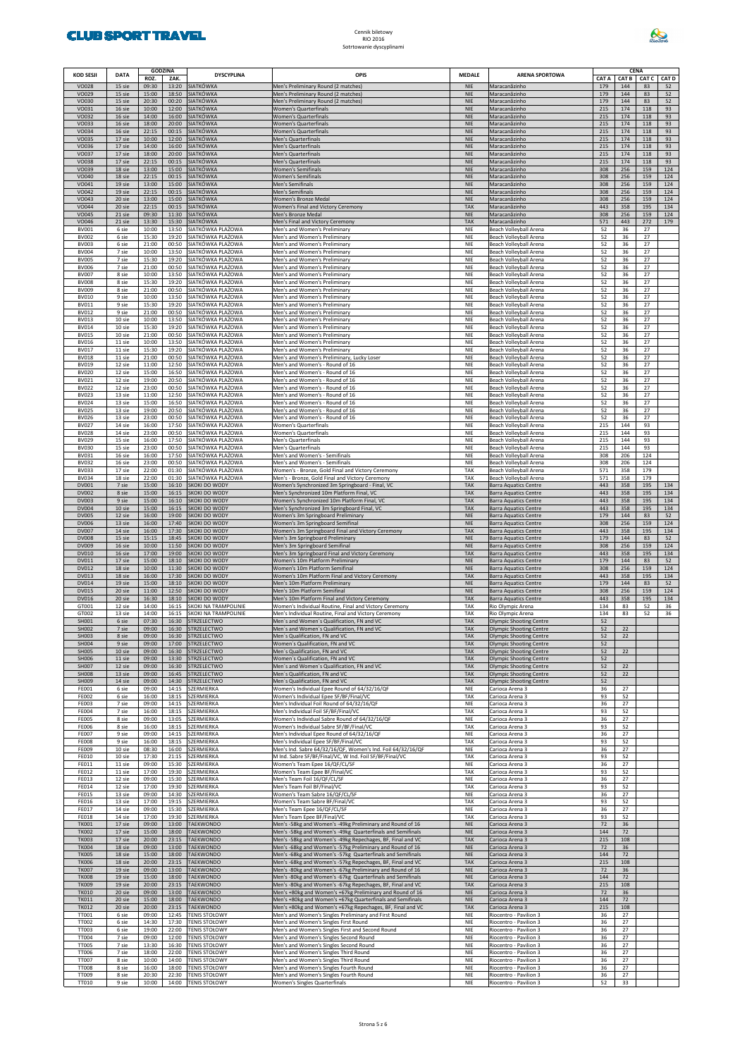Cennik biletowy
RIO 2016
Sortowanie dyscyplinami

| KOD SESJI | DATA | GODZINA | | DYSCYPLINA | OPIS | MEDALE | ARENA SPORTOWA | CENA | | | |
|---|---|---|---|---|---|---|---|---|---|---|---|
| | | ROZ. | ZAK. | | | | | CAT A | CAT B | CAT C | CAT D |
| VO028 | 15 sie | 09:30 | 13:20 | SIATKÓWKA | Men's Preliminary Round (2 matches) | NIE | Maracanãzinho | 179 | 144 | 83 | 52 |
| VO029 | 15 sie | 15:00 | 18:50 | SIATKÓWKA | Men's Preliminary Round (2 matches) | NIE | Maracanãzinho | 179 | 144 | 83 | 52 |
| VO030 | 15 sie | 20:30 | 00:20 | SIATKÓWKA | Men's Preliminary Round (2 matches) | NIE | Maracanãzinho | 179 | 144 | 83 | 52 |
| VO031 | 16 sie | 10:00 | 12:00 | SIATKÓWKA | Women's Quarterfinals | NIE | Maracanãzinho | 215 | 174 | 118 | 93 |
| VO032 | 16 sie | 14:00 | 16:00 | SIATKÓWKA | Women's Quarterfinals | NIE | Maracanãzinho | 215 | 174 | 118 | 93 |
| VO033 | 16 sie | 18:00 | 20:00 | SIATKÓWKA | Women's Quarterfinals | NIE | Maracanãzinho | 215 | 174 | 118 | 93 |
| VO034 | 16 sie | 22:15 | 00:15 | SIATKÓWKA | Women's Quarterfinals | NIE | Maracanãzinho | 215 | 174 | 118 | 93 |
| VO035 | 17 sie | 10:00 | 12:00 | SIATKÓWKA | Men's Quarterfinals | NIE | Maracanãzinho | 215 | 174 | 118 | 93 |
| VO036 | 17 sie | 14:00 | 16:00 | SIATKÓWKA | Men's Quarterfinals | NIE | Maracanãzinho | 215 | 174 | 118 | 93 |
| VO037 | 17 sie | 18:00 | 20:00 | SIATKÓWKA | Men's Quarterfinals | NIE | Maracanãzinho | 215 | 174 | 118 | 93 |
| VO038 | 17 sie | 22:15 | 00:15 | SIATKÓWKA | Men's Quarterfinals | NIE | Maracanãzinho | 215 | 174 | 118 | 93 |
| VO039 | 18 sie | 13:00 | 15:00 | SIATKÓWKA | Women's Semifinals | NIE | Maracanãzinho | 308 | 256 | 159 | 124 |
| VO040 | 18 sie | 22:15 | 00:15 | SIATKÓWKA | Women's Semifinals | NIE | Maracanãzinho | 308 | 256 | 159 | 124 |
| VO041 | 19 sie | 13:00 | 15:00 | SIATKÓWKA | Men's Semifinals | NIE | Maracanãzinho | 308 | 256 | 159 | 124 |
| VO042 | 19 sie | 22:15 | 00:15 | SIATKÓWKA | Men's Semifinals | NIE | Maracanãzinho | 308 | 256 | 159 | 124 |
| VO043 | 20 sie | 13:00 | 15:00 | SIATKÓWKA | Women's Bronze Medal | NIE | Maracanãzinho | 308 | 256 | 159 | 124 |
| VO044 | 20 sie | 22:15 | 00:15 | SIATKÓWKA | Women's Final and Victory Ceremony | TAK | Maracanãzinho | 443 | 358 | 195 | 134 |
| VO045 | 21 sie | 09:30 | 11:30 | SIATKÓWKA | Men's Bronze Medal | NIE | Maracanãzinho | 308 | 256 | 159 | 124 |
| VO046 | 21 sie | 13:30 | 15:30 | SIATKÓWKA | Men's Final and Victory Ceremony | TAK | Maracanãzinho | 571 | 443 | 272 | 179 |
| BV001 | 6 sie | 10:00 | 13:50 | SIATKÓWKA PLAŻOWA | Men's and Women's Preliminary | NIE | Beach Volleyball Arena | 52 | 36 | 27 | |
| BV002 | 6 sie | 15:30 | 19:20 | SIATKÓWKA PLAŻOWA | Men's and Women's Preliminary | NIE | Beach Volleyball Arena | 52 | 36 | 27 | |
| BV003 | 6 sie | 21:00 | 00:50 | SIATKÓWKA PLAŻOWA | Men's and Women's Preliminary | NIE | Beach Volleyball Arena | 52 | 36 | 27 | |
| BV004 | 7 sie | 10:00 | 13:50 | SIATKÓWKA PLAŻOWA | Men's and Women's Preliminary | NIE | Beach Volleyball Arena | 52 | 36 | 27 | |
| BV005 | 7 sie | 15:30 | 19:20 | SIATKÓWKA PLAŻOWA | Men's and Women's Preliminary | NIE | Beach Volleyball Arena | 52 | 36 | 27 | |
| BV006 | 7 sie | 21:00 | 00:50 | SIATKÓWKA PLAŻOWA | Men's and Women's Preliminary | NIE | Beach Volleyball Arena | 52 | 36 | 27 | |
| BV007 | 8 sie | 10:00 | 13:50 | SIATKÓWKA PLAŻOWA | Men's and Women's Preliminary | NIE | Beach Volleyball Arena | 52 | 36 | 27 | |
| BV008 | 8 sie | 15:30 | 19:20 | SIATKÓWKA PLAŻOWA | Men's and Women's Preliminary | NIE | Beach Volleyball Arena | 52 | 36 | 27 | |
| BV009 | 8 sie | 21:00 | 00:50 | SIATKÓWKA PLAŻOWA | Men's and Women's Preliminary | NIE | Beach Volleyball Arena | 52 | 36 | 27 | |
| BV010 | 9 sie | 10:00 | 13:50 | SIATKÓWKA PLAŻOWA | Men's and Women's Preliminary | NIE | Beach Volleyball Arena | 52 | 36 | 27 | |
| BV011 | 9 sie | 15:30 | 19:20 | SIATKÓWKA PLAŻOWA | Men's and Women's Preliminary | NIE | Beach Volleyball Arena | 52 | 36 | 27 | |
| BV012 | 9 sie | 21:00 | 00:50 | SIATKÓWKA PLAŻOWA | Men's and Women's Preliminary | NIE | Beach Volleyball Arena | 52 | 36 | 27 | |
| BV013 | 10 sie | 10:00 | 13:50 | SIATKÓWKA PLAŻOWA | Men's and Women's Preliminary | NIE | Beach Volleyball Arena | 52 | 36 | 27 | |
| BV014 | 10 sie | 15:30 | 19:20 | SIATKÓWKA PLAŻOWA | Men's and Women's Preliminary | NIE | Beach Volleyball Arena | 52 | 36 | 27 | |
| BV015 | 10 sie | 21:00 | 00:50 | SIATKÓWKA PLAŻOWA | Men's and Women's Preliminary | NIE | Beach Volleyball Arena | 52 | 36 | 27 | |
| BV016 | 11 sie | 10:00 | 13:50 | SIATKÓWKA PLAŻOWA | Men's and Women's Preliminary | NIE | Beach Volleyball Arena | 52 | 36 | 27 | |
| BV017 | 11 sie | 15:30 | 19:20 | SIATKÓWKA PLAŻOWA | Men's and Women's Preliminary | NIE | Beach Volleyball Arena | 52 | 36 | 27 | |
| BV018 | 11 sie | 21:00 | 00:50 | SIATKÓWKA PLAŻOWA | Men's and Women's Preliminary, Lucky Loser | NIE | Beach Volleyball Arena | 52 | 36 | 27 | |
| BV019 | 12 sie | 11:00 | 12:50 | SIATKÓWKA PLAŻOWA | Men's and Women's - Round of 16 | NIE | Beach Volleyball Arena | 52 | 36 | 27 | |
| BV020 | 12 sie | 15:00 | 16:50 | SIATKÓWKA PLAŻOWA | Men's and Women's - Round of 16 | NIE | Beach Volleyball Arena | 52 | 36 | 27 | |
| BV021 | 12 sie | 19:00 | 20:50 | SIATKÓWKA PLAŻOWA | Men's and Women's - Round of 16 | NIE | Beach Volleyball Arena | 52 | 36 | 27 | |
| BV022 | 12 sie | 23:00 | 00:50 | SIATKÓWKA PLAŻOWA | Men's and Women's - Round of 16 | NIE | Beach Volleyball Arena | 52 | 36 | 27 | |
| BV023 | 13 sie | 11:00 | 12:50 | SIATKÓWKA PLAŻOWA | Men's and Women's - Round of 16 | NIE | Beach Volleyball Arena | 52 | 36 | 27 | |
| BV024 | 13 sie | 15:00 | 16:50 | SIATKÓWKA PLAŻOWA | Men's and Women's - Round of 16 | NIE | Beach Volleyball Arena | 52 | 36 | 27 | |
| BV025 | 13 sie | 19:00 | 20:50 | SIATKÓWKA PLAŻOWA | Men's and Women's - Round of 16 | NIE | Beach Volleyball Arena | 52 | 36 | 27 | |
| BV026 | 13 sie | 23:00 | 00:50 | SIATKÓWKA PLAŻOWA | Men's and Women's - Round of 16 | NIE | Beach Volleyball Arena | 52 | 36 | 27 | |
| BV027 | 14 sie | 16:00 | 17:50 | SIATKÓWKA PLAŻOWA | Women's Quarterfinals | NIE | Beach Volleyball Arena | 215 | 144 | 93 | |
| BV028 | 14 sie | 23:00 | 00:50 | SIATKÓWKA PLAŻOWA | Women's Quarterfinals | NIE | Beach Volleyball Arena | 215 | 144 | 93 | |
| BV029 | 15 sie | 16:00 | 17:50 | SIATKÓWKA PLAŻOWA | Men's Quarterfinals | NIE | Beach Volleyball Arena | 215 | 144 | 93 | |
| BV030 | 15 sie | 23:00 | 00:50 | SIATKÓWKA PLAŻOWA | Men's Quarterfinals | NIE | Beach Volleyball Arena | 215 | 144 | 93 | |
| BV031 | 16 sie | 16:00 | 17:50 | SIATKÓWKA PLAŻOWA | Men's and Women's - Semifinals | NIE | Beach Volleyball Arena | 308 | 206 | 124 | |
| BV032 | 16 sie | 23:00 | 00:50 | SIATKÓWKA PLAŻOWA | Men's and Women's - Semifinals | NIE | Beach Volleyball Arena | 308 | 206 | 124 | |
| BV033 | 17 sie | 22:00 | 01:30 | SIATKÓWKA PLAŻOWA | Women's - Bronze, Gold Final and Victory Ceremony | TAK | Beach Volleyball Arena | 571 | 358 | 179 | |
| BV034 | 18 sie | 22:00 | 01:30 | SIATKÓWKA PLAŻOWA | Men's - Bronze, Gold Final and Victory Ceremony | TAK | Beach Volleyball Arena | 571 | 358 | 179 | |
| DV001 | 7 sie | 15:00 | 16:10 | SKOKI DO WODY | Women's Synchronized 3m Springboard - Final, VC | TAK | Barra Aquatics Centre | 443 | 358 | 195 | 134 |
| DV002 | 8 sie | 15:00 | 16:15 | SKOKI DO WODY | Men's Synchronized 10m Platform Final, VC | TAK | Barra Aquatics Centre | 443 | 358 | 195 | 134 |
| DV003 | 9 sie | 15:00 | 16:10 | SKOKI DO WODY | Women's Synchronized 10m Platform Final, VC | TAK | Barra Aquatics Centre | 443 | 358 | 195 | 134 |
| DV004 | 10 sie | 15:00 | 16:15 | SKOKI DO WODY | Men's Synchronized 3m Springboard Final, VC | TAK | Barra Aquatics Centre | 443 | 358 | 195 | 134 |
| DV005 | 12 sie | 16:00 | 19:00 | SKOKI DO WODY | Women's 3m Springboard Preliminary | NIE | Barra Aquatics Centre | 179 | 144 | 83 | 52 |
| DV006 | 13 sie | 16:00 | 17:40 | SKOKI DO WODY | Women's 3m Springboard Semifinal | NIE | Barra Aquatics Centre | 308 | 256 | 159 | 124 |
| DV007 | 14 sie | 16:00 | 17:30 | SKOKI DO WODY | Women's 3m Springboard Final and Victory Ceremony | TAK | Barra Aquatics Centre | 443 | 358 | 195 | 134 |
| DV008 | 15 sie | 15:15 | 18:45 | SKOKI DO WODY | Men's 3m Springboard Preliminary | NIE | Barra Aquatics Centre | 179 | 144 | 83 | 52 |
| DV009 | 16 sie | 10:00 | 11:50 | SKOKI DO WODY | Men's 3m Springboard Semifinal | NIE | Barra Aquatics Centre | 308 | 256 | 159 | 124 |
| DV010 | 16 sie | 17:00 | 19:00 | SKOKI DO WODY | Men's 3m Springboard Final and Victory Ceremony | TAK | Barra Aquatics Centre | 443 | 358 | 195 | 134 |
| DV011 | 17 sie | 15:00 | 18:10 | SKOKI DO WODY | Women's 10m Platform Preliminary | NIE | Barra Aquatics Centre | 179 | 144 | 83 | 52 |
| DV012 | 18 sie | 10:00 | 11:30 | SKOKI DO WODY | Women's 10m Platform Semifinal | NIE | Barra Aquatics Centre | 308 | 256 | 159 | 124 |
| DV013 | 18 sie | 16:00 | 17:30 | SKOKI DO WODY | Women's 10m Platform Final and Victory Ceremony | TAK | Barra Aquatics Centre | 443 | 358 | 195 | 134 |
| DV014 | 19 sie | 15:00 | 18:10 | SKOKI DO WODY | Men's 10m Platform Preliminary | NIE | Barra Aquatics Centre | 179 | 144 | 83 | 52 |
| DV015 | 20 sie | 11:00 | 12:50 | SKOKI DO WODY | Men's 10m Platform Semifinal | NIE | Barra Aquatics Centre | 308 | 256 | 159 | 124 |
| DV016 | 20 sie | 16:30 | 18:10 | SKOKI DO WODY | Men's 10m Platform Final and Victory Ceremony | TAK | Barra Aquatics Centre | 443 | 358 | 195 | 134 |
| GT001 | 12 sie | 14:00 | 16:15 | SKOKI NA TRAMPOLINIE | Women's Individual Routine, Final and Victory Ceremony | TAK | Rio Olympic Arena | 134 | 83 | 52 | 36 |
| GT002 | 13 sie | 14:00 | 16:15 | SKOKI NA TRAMPOLINIE | Men's Individual Routine, Final and Victory Ceremony | TAK | Rio Olympic Arena | 134 | 83 | 52 | 36 |
| SH001 | 6 sie | 07:30 | 16:30 | STRZELECTWO | Men's and Women's Qualification, FN and VC | TAK | Olympic Shooting Centre | 52 | | | |
| SH002 | 7 sie | 09:00 | 16:30 | STRZELECTWO | Men's and Women´s Qualification, FN and VC | TAK | Olympic Shooting Centre | 52 | 22 | | |
| SH003 | 8 sie | 09:00 | 16:30 | STRZELECTWO | Men´s Qualification, FN and VC | TAK | Olympic Shooting Centre | 52 | 22 | | |
| SH004 | 9 sie | 09:00 | 17:00 | STRZELECTWO | Women´s Qualification, FN and VC | TAK | Olympic Shooting Centre | 52 | | | |
| SH005 | 10 sie | 09:00 | 16:30 | STRZELECTWO | Men's Qualification, FN and VC | TAK | Olympic Shooting Centre | 52 | 22 | | |
| SH006 | 11 sie | 09:00 | 13:30 | STRZELECTWO | Women´s Qualification, FN and VC | TAK | Olympic Shooting Centre | 52 | | | |
| SH007 | 12 sie | 09:00 | 16:30 | STRZELECTWO | Men´s and Women´s Qualification, FN and VC | TAK | Olympic Shooting Centre | 52 | 22 | | |
| SH008 | 13 sie | 09:00 | 16:45 | STRZELECTWO | Men´s Qualification, FN and VC | TAK | Olympic Shooting Centre | 52 | 22 | | |
| SH009 | 14 sie | 09:00 | 14:30 | STRZELECTWO | Men´s Qualification, FN and VC | TAK | Olympic Shooting Centre | 52 | | | |
| FE001 | 6 sie | 09:00 | 14:15 | SZERMIERKA | Women's Individual Epee Round of 64/32/16/QF | NIE | Carioca Arena 3 | 36 | 27 | | |
| FE002 | 6 sie | 16:00 | 18:15 | SZERMIERKA | Women's Individual Epee SF/BF/Final/VC | TAK | Carioca Arena 3 | 93 | 52 | | |
| FE003 | 7 sie | 09:00 | 14:15 | SZERMIERKA | Men's Individual Foil Round of 64/32/16/QF | NIE | Carioca Arena 3 | 36 | 27 | | |
| FE004 | 7 sie | 16:00 | 18:15 | SZERMIERKA | Men's Individual Foil SF/BF/Final/VC | TAK | Carioca Arena 3 | 93 | 52 | | |
| FE005 | 8 sie | 09:00 | 13:05 | SZERMIERKA | Women's Individual Sabre Round of 64/32/16/QF | NIE | Carioca Arena 3 | 36 | 27 | | |
| FE006 | 8 sie | 16:00 | 18:15 | SZERMIERKA | Women's Individual Sabre SF/BF/Final/VC | TAK | Carioca Arena 3 | 93 | 52 | | |
| FE007 | 9 sie | 09:00 | 14:15 | SZERMIERKA | Men's Individual Epee Round of 64/32/16/QF | NIE | Carioca Arena 3 | 36 | 27 | | |
| FE008 | 9 sie | 16:00 | 18:15 | SZERMIERKA | Men's Individual Epee SF/BF/Final/VC | TAK | Carioca Arena 3 | 93 | 52 | | |
| FE009 | 10 sie | 08:30 | 16:00 | SZERMIERKA | Men's Ind. Sabre 64/32/16/QF, Women's Ind. Foil 64/32/16/QF | NIE | Carioca Arena 3 | 36 | 27 | | |
| FE010 | 10 sie | 17:30 | 21:15 | SZERMIERKA | M Ind. Sabre SF/BF/Final/VC, W Ind. Foil SF/BF/Final/VC | TAK | Carioca Arena 3 | 93 | 52 | | |
| FE011 | 11 sie | 09:00 | 15:30 | SZERMIERKA | Women's Team Epee 16/QF/CL/SF | NIE | Carioca Arena 3 | 36 | 27 | | |
| FE012 | 11 sie | 17:00 | 19:30 | SZERMIERKA | Women's Team Epee BF/Final/VC | TAK | Carioca Arena 3 | 93 | 52 | | |
| FE013 | 12 sie | 09:00 | 15:30 | SZERMIERKA | Men's Team Foil 16/QF/CL/SF | NIE | Carioca Arena 3 | 36 | 27 | | |
| FE014 | 12 sie | 17:00 | 19:30 | SZERMIERKA | Men's Team Foil BF/Final/VC | TAK | Carioca Arena 3 | 93 | 52 | | |
| FE015 | 13 sie | 09:00 | 14:30 | SZERMIERKA | Women's Team Sabre 16/QF/CL/SF | NIE | Carioca Arena 3 | 36 | 27 | | |
| FE016 | 13 sie | 17:00 | 19:15 | SZERMIERKA | Women's Team Sabre BF/Final/VC | TAK | Carioca Arena 3 | 93 | 52 | | |
| FE017 | 14 sie | 09:00 | 15:30 | SZERMIERKA | Men's Team Epee 16/QF/CL/SF | NIE | Carioca Arena 3 | 36 | 27 | | |
| FE018 | 14 sie | 17:00 | 19:30 | SZERMIERKA | Men's Team Epee BF/Final/VC | TAK | Carioca Arena 3 | 93 | 52 | | |
| TK001 | 17 sie | 09:00 | 13:00 | TAEKWONDO | Men's -58kg and Women's -49kg Preliminary and Round of 16 | NIE | Carioca Arena 3 | 72 | 36 | | |
| TK002 | 17 sie | 15:00 | 18:00 | TAEKWONDO | Men's -58kg and Women's -49kg Quarterfinals and Semifinals | NIE | Carioca Arena 3 | 144 | 72 | | |
| TK003 | 17 sie | 20:00 | 23:15 | TAEKWONDO | Men's -58kg and Women's -49kg Repechages, BF, Final and VC | TAK | Carioca Arena 3 | 215 | 108 | | |
| TK004 | 18 sie | 09:00 | 13:00 | TAEKWONDO | Men's -68kg and Women's -57kg Preliminary and Round of 16 | NIE | Carioca Arena 3 | 72 | 36 | | |
| TK005 | 18 sie | 15:00 | 18:00 | TAEKWONDO | Men's -68kg and Women's -57kg Quarterfinals and Semifinals | NIE | Carioca Arena 3 | 144 | 72 | | |
| TK006 | 18 sie | 20:00 | 23:15 | TAEKWONDO | Men's -68kg and Women's -57kg Repechages, BF, Final and VC | TAK | Carioca Arena 3 | 215 | 108 | | |
| TK007 | 19 sie | 09:00 | 13:00 | TAEKWONDO | Men's -80kg and Women's -67kg Preliminary and Round of 16 | NIE | Carioca Arena 3 | 72 | 36 | | |
| TK008 | 19 sie | 15:00 | 18:00 | TAEKWONDO | Men's -80kg and Women's -67kg Quarterfinals and Semifinals | NIE | Carioca Arena 3 | 144 | 72 | | |
| TK009 | 19 sie | 20:00 | 23:15 | TAEKWONDO | Men's -80kg and Women's -67kg Repechages, BF, Final and VC | TAK | Carioca Arena 3 | 215 | 108 | | |
| TK010 | 20 sie | 09:00 | 13:00 | TAEKWONDO | Men's +80kg and Women's +67kg Preliminary and Round of 16 | NIE | Carioca Arena 3 | 72 | 36 | | |
| TK011 | 20 sie | 15:00 | 18:00 | TAEKWONDO | Men's +80kg and Women's +67kg Quarterfinals and Semifinals | NIE | Carioca Arena 3 | 144 | 72 | | |
| TK012 | 20 sie | 20:00 | 23:15 | TAEKWONDO | Men's +80kg and Women's +67kg Repechages, BF, Final and VC | TAK | Carioca Arena 3 | 215 | 108 | | |
| TT001 | 6 sie | 09:00 | 12:45 | TENIS STOŁOWY | Men's and Women's Singles Preliminary and First Round | NIE | Riocentro - Pavilion 3 | 36 | 27 | | |
| TT002 | 6 sie | 14:30 | 17:30 | TENIS STOŁOWY | Men's and Women's Singles First Round | NIE | Riocentro - Pavilion 3 | 36 | 27 | | |
| TT003 | 6 sie | 19:00 | 22:00 | TENIS STOŁOWY | Men's and Women's Singles First and Second Round | NIE | Riocentro - Pavilion 3 | 36 | 27 | | |
| TT004 | 7 sie | 09:00 | 12:00 | TENIS STOŁOWY | Men's and Women's Singles Second Round | NIE | Riocentro - Pavilion 3 | 36 | 27 | | |
| TT005 | 7 sie | 13:30 | 16:30 | TENIS STOŁOWY | Men's and Women's Singles Second Round | NIE | Riocentro - Pavilion 3 | 36 | 27 | | |
| TT006 | 7 sie | 18:00 | 22:00 | TENIS STOŁOWY | Men's and Women's Singles Third Round | NIE | Riocentro - Pavilion 3 | 36 | 27 | | |
| TT007 | 8 sie | 10:00 | 14:00 | TENIS STOŁOWY | Men's and Women's Singles Third Round | NIE | Riocentro - Pavilion 3 | 36 | 27 | | |
| TT008 | 8 sie | 16:00 | 18:00 | TENIS STOŁOWY | Men's and Women's Singles Fourth Round | NIE | Riocentro - Pavilion 3 | 36 | 27 | | |
| TT009 | 8 sie | 20:30 | 22:30 | TENIS STOŁOWY | Men's and Women's Singles Fourth Round | NIE | Riocentro - Pavilion 3 | 36 | 27 | | |
| TT010 | 9 sie | 10:00 | 14:00 | TENIS STOŁOWY | Women's Singles Quarterfinals | NIE | Riocentro - Pavilion 3 | 52 | 33 | | |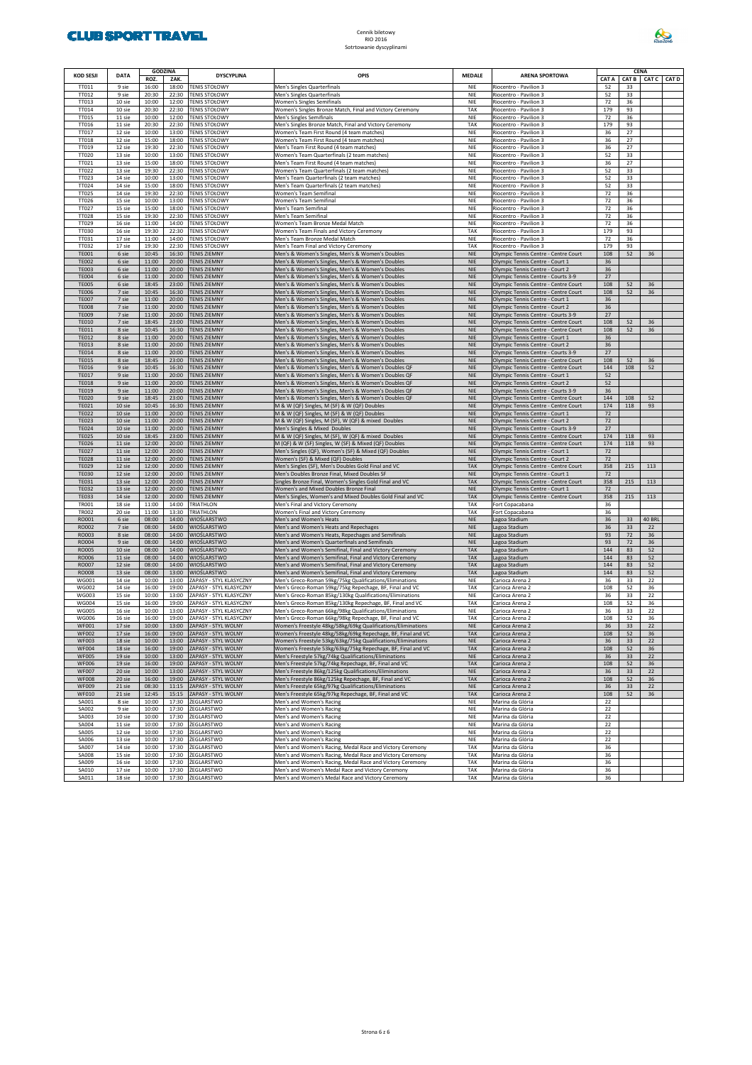CLUB SPORT TRAVEL

Cennik biletowy
RIO 2016
Sortowanie dyscyplinami

| KOD SESJI | DATA | GODZINA | | DYSCYPLINA | OPIS | MEDALE | ARENA SPORTOWA | CENA | | | |
|---|---|---|---|---|---|---|---|---|---|---|---|
| | | ROZ. | ZAK. | | | | | CAT A | CAT B | CAT C | CAT D |
| TT011 | 9 sie | 16:00 | 18:00 | TENIS STOŁOWY | Men's Singles Quarterfinals | NIE | Riocentro - Pavilion 3 | 52 | 33 | | |
| TT012 | 9 sie | 20:30 | 22:30 | TENIS STOŁOWY | Men's Singles Quarterfinals | NIE | Riocentro - Pavilion 3 | 52 | 33 | | |
| TT013 | 10 sie | 10:00 | 12:00 | TENIS STOŁOWY | Women's Singles Semifinals | NIE | Riocentro - Pavilion 3 | 72 | 36 | | |
| TT014 | 10 sie | 20:30 | 22:30 | TENIS STOŁOWY | Women's Singles Bronze Match, Final and Victory Ceremony | TAK | Riocentro - Pavilion 3 | 179 | 93 | | |
| TT015 | 11 sie | 10:00 | 12:00 | TENIS STOŁOWY | Men's Singles Semifinals | NIE | Riocentro - Pavilion 3 | 72 | 36 | | |
| TT016 | 11 sie | 20:30 | 22:30 | TENIS STOŁOWY | Men's Singles Bronze Match, Final and Victory Ceremony | TAK | Riocentro - Pavilion 3 | 179 | 93 | | |
| TT017 | 12 sie | 10:00 | 13:00 | TENIS STOŁOWY | Women's Team First Round (4 team matches) | NIE | Riocentro - Pavilion 3 | 36 | 27 | | |
| TT018 | 12 sie | 15:00 | 18:00 | TENIS STOŁOWY | Women's Team First Round (4 team matches) | NIE | Riocentro - Pavilion 3 | 36 | 27 | | |
| TT019 | 12 sie | 19:30 | 22:30 | TENIS STOŁOWY | Men's Team First Round (4 team matches) | NIE | Riocentro - Pavilion 3 | 36 | 27 | | |
| TT020 | 13 sie | 10:00 | 13:00 | TENIS STOŁOWY | Women's Team Quarterfinals (2 team matches) | NIE | Riocentro - Pavilion 3 | 52 | 33 | | |
| TT021 | 13 sie | 15:00 | 18:00 | TENIS STOŁOWY | Men's Team First Round (4 team matches) | NIE | Riocentro - Pavilion 3 | 36 | 27 | | |
| TT022 | 13 sie | 19:30 | 22:30 | TENIS STOŁOWY | Women's Team Quarterfinals (2 team matches) | NIE | Riocentro - Pavilion 3 | 52 | 33 | | |
| TT023 | 14 sie | 10:00 | 13:00 | TENIS STOŁOWY | Men's Team Quarterfinals (2 team matches) | NIE | Riocentro - Pavilion 3 | 52 | 33 | | |
| TT024 | 14 sie | 15:00 | 18:00 | TENIS STOŁOWY | Men's Team Quarterfinals (2 team matches) | NIE | Riocentro - Pavilion 3 | 52 | 33 | | |
| TT025 | 14 sie | 19:30 | 22:30 | TENIS STOŁOWY | Women's Team Semifinal | NIE | Riocentro - Pavilion 3 | 72 | 36 | | |
| TT026 | 15 sie | 10:00 | 13:00 | TENIS STOŁOWY | Women's Team Semifinal | NIE | Riocentro - Pavilion 3 | 72 | 36 | | |
| TT027 | 15 sie | 15:00 | 18:00 | TENIS STOŁOWY | Men's Team Semifinal | NIE | Riocentro - Pavilion 3 | 72 | 36 | | |
| TT028 | 15 sie | 19:30 | 22:30 | TENIS STOŁOWY | Men's Team Semifinal | NIE | Riocentro - Pavilion 3 | 72 | 36 | | |
| TT029 | 16 sie | 11:00 | 14:00 | TENIS STOŁOWY | Women's Team Bronze Medal Match | NIE | Riocentro - Pavilion 3 | 72 | 36 | | |
| TT030 | 16 sie | 19:30 | 22:30 | TENIS STOŁOWY | Women's Team Finals and Victory Ceremony | TAK | Riocentro - Pavilion 3 | 179 | 93 | | |
| TT031 | 17 sie | 11:00 | 14:00 | TENIS STOŁOWY | Men's Team Bronze Medal Match | NIE | Riocentro - Pavilion 3 | 72 | 36 | | |
| TT032 | 17 sie | 19:30 | 22:30 | TENIS STOŁOWY | Men's Team Final and Victory Ceremony | TAK | Riocentro - Pavilion 3 | 179 | 93 | | |
| TE001 | 6 sie | 10:45 | 16:30 | TENIS ZIEMNY | Men's & Women's Singles, Men's & Women's Doubles | NIE | Olympic Tennis Centre - Centre Court | 108 | 52 | 36 | |
| TE002 | 6 sie | 11:00 | 20:00 | TENIS ZIEMNY | Men's & Women's Singles, Men's & Women's Doubles | NIE | Olympic Tennis Centre - Court 1 | 36 | | | |
| TE003 | 6 sie | 11:00 | 20:00 | TENIS ZIEMNY | Men's & Women's Singles, Men's & Women's Doubles | NIE | Olympic Tennis Centre - Court 2 | 36 | | | |
| TE004 | 6 sie | 11:00 | 20:00 | TENIS ZIEMNY | Men's & Women's Singles, Men's & Women's Doubles | NIE | Olympic Tennis Centre - Courts 3-9 | 27 | | | |
| TE005 | 6 sie | 18:45 | 23:00 | TENIS ZIEMNY | Men's & Women's Singles, Men's & Women's Doubles | NIE | Olympic Tennis Centre - Centre Court | 108 | 52 | 36 | |
| TE006 | 7 sie | 10:45 | 16:30 | TENIS ZIEMNY | Men's & Women's Singles, Men's & Women's Doubles | NIE | Olympic Tennis Centre - Centre Court | 108 | 52 | 36 | |
| TE007 | 7 sie | 11:00 | 20:00 | TENIS ZIEMNY | Men's & Women's Singles, Men's & Women's Doubles | NIE | Olympic Tennis Centre - Court 1 | 36 | | | |
| TE008 | 7 sie | 11:00 | 20:00 | TENIS ZIEMNY | Men's & Women's Singles, Men's & Women's Doubles | NIE | Olympic Tennis Centre - Court 2 | 36 | | | |
| TE009 | 7 sie | 11:00 | 20:00 | TENIS ZIEMNY | Men's & Women's Singles, Men's & Women's Doubles | NIE | Olympic Tennis Centre - Courts 3-9 | 27 | | | |
| TE010 | 7 sie | 18:45 | 23:00 | TENIS ZIEMNY | Men's & Women's Singles, Men's & Women's Doubles | NIE | Olympic Tennis Centre - Centre Court | 108 | 52 | 36 | |
| TE011 | 8 sie | 10:45 | 16:30 | TENIS ZIEMNY | Men's & Women's Singles, Men's & Women's Doubles | NIE | Olympic Tennis Centre - Centre Court | 108 | 52 | 36 | |
| TE012 | 8 sie | 11:00 | 20:00 | TENIS ZIEMNY | Men's & Women's Singles, Men's & Women's Doubles | NIE | Olympic Tennis Centre - Court 1 | 36 | | | |
| TE013 | 8 sie | 11:00 | 20:00 | TENIS ZIEMNY | Men's & Women's Singles, Men's & Women's Doubles | NIE | Olympic Tennis Centre - Court 2 | 36 | | | |
| TE014 | 8 sie | 11:00 | 20:00 | TENIS ZIEMNY | Men's & Women's Singles, Men's & Women's Doubles | NIE | Olympic Tennis Centre - Courts 3-9 | 27 | | | |
| TE015 | 8 sie | 18:45 | 23:00 | TENIS ZIEMNY | Men's & Women's Singles, Men's & Women's Doubles | NIE | Olympic Tennis Centre - Centre Court | 108 | 52 | 36 | |
| TE016 | 9 sie | 10:45 | 16:30 | TENIS ZIEMNY | Men's & Women's Singles, Men's & Women's Doubles QF | NIE | Olympic Tennis Centre - Centre Court | 144 | 108 | 52 | |
| TE017 | 9 sie | 11:00 | 20:00 | TENIS ZIEMNY | Men's & Women's Singles, Men's & Women's Doubles QF | NIE | Olympic Tennis Centre - Court 1 | 52 | | | |
| TE018 | 9 sie | 11:00 | 20:00 | TENIS ZIEMNY | Men's & Women's Singles, Men's & Women's Doubles QF | NIE | Olympic Tennis Centre - Court 2 | 52 | | | |
| TE019 | 9 sie | 11:00 | 20:00 | TENIS ZIEMNY | Men's & Women's Singles, Men's & Women's Doubles QF | NIE | Olympic Tennis Centre - Courts 3-9 | 36 | | | |
| TE020 | 9 sie | 18:45 | 23:00 | TENIS ZIEMNY | Men's & Women's Singles, Men's & Women's Doubles QF | NIE | Olympic Tennis Centre - Centre Court | 144 | 108 | 52 | |
| TE021 | 10 sie | 10:45 | 16:30 | TENIS ZIEMNY | M & W (QF) Singles, M (SF) & W (QF) Doubles | NIE | Olympic Tennis Centre - Centre Court | 174 | 118 | 93 | |
| TE022 | 10 sie | 11:00 | 20:00 | TENIS ZIEMNY | M & W (QF) Singles, M (SF) & W (QF) Doubles | NIE | Olympic Tennis Centre - Court 1 | 72 | | | |
| TE023 | 10 sie | 11:00 | 20:00 | TENIS ZIEMNY | M & W (QF) Singles, M (SF), W (QF) & mixed Doubles | NIE | Olympic Tennis Centre - Court 2 | 72 | | | |
| TE024 | 10 sie | 11:00 | 20:00 | TENIS ZIEMNY | Men's Singles & Mixed Doubles | NIE | Olympic Tennis Centre - Courts 3-9 | 27 | | | |
| TE025 | 10 sie | 18:45 | 23:00 | TENIS ZIEMNY | M & W (QF) Singles, M (SF), W (QF) & mixed Doubles | NIE | Olympic Tennis Centre - Centre Court | 174 | 118 | 93 | |
| TE026 | 11 sie | 12:00 | 20:00 | TENIS ZIEMNY | M (QF) & W (SF) Singles, W (SF) & Mixed (QF) Doubles | NIE | Olympic Tennis Centre - Centre Court | 174 | 118 | 93 | |
| TE027 | 11 sie | 12:00 | 20:00 | TENIS ZIEMNY | Men's Singles (QF), Women's (SF) & Mixed (QF) Doubles | NIE | Olympic Tennis Centre - Court 1 | 72 | | | |
| TE028 | 11 sie | 12:00 | 20:00 | TENIS ZIEMNY | Women's (SF) & Mixed (QF) Doubles | NIE | Olympic Tennis Centre - Court 2 | 72 | | | |
| TE029 | 12 sie | 12:00 | 20:00 | TENIS ZIEMNY | Men's Singles (SF), Men's Doubles Gold Final and VC | TAK | Olympic Tennis Centre - Centre Court | 358 | 215 | 113 | |
| TE030 | 12 sie | 12:00 | 20:00 | TENIS ZIEMNY | Men's Doubles Bronze Final, Mixed Doubles SF | NIE | Olympic Tennis Centre - Court 1 | 72 | | | |
| TE031 | 13 sie | 12:00 | 20:00 | TENIS ZIEMNY | Singles Bronze Final, Women's Singles Gold Final and VC | TAK | Olympic Tennis Centre - Centre Court | 358 | 215 | 113 | |
| TE032 | 13 sie | 12:00 | 20:00 | TENIS ZIEMNY | Women's and Mixed Doubles Bronze Final | NIE | Olympic Tennis Centre - Court 1 | 72 | | | |
| TE033 | 14 sie | 12:00 | 20:00 | TENIS ZIEMNY | Men's Singles, Women's and Mixed Doubles Gold Final and VC | TAK | Olympic Tennis Centre - Centre Court | 358 | 215 | 113 | |
| TR001 | 18 sie | 11:00 | 14:00 | TRIATHLON | Men's Final and Victory Ceremony | TAK | Fort Copacabana | 36 | | | |
| TR002 | 20 sie | 11:00 | 13:30 | TRIATHLON | Women's Final and Victory Ceremony | TAK | Fort Copacabana | 36 | | | |
| RO001 | 6 sie | 08:00 | 14:00 | WIOŚLARSTWO | Men's and Women's Heats | NIE | Lagoa Stadium | 36 | 33 | 40 BRL | |
| RO002 | 7 sie | 08:00 | 14:00 | WIOŚLARSTWO | Men's and Women's Heats and Repechages | NIE | Lagoa Stadium | 36 | 33 | 22 | |
| RO003 | 8 sie | 08:00 | 14:00 | WIOŚLARSTWO | Men's and Women's Heats, Repechages and Semifinals | NIE | Lagoa Stadium | 93 | 72 | 36 | |
| RO004 | 9 sie | 08:00 | 14:00 | WIOŚLARSTWO | Men's and Women's Quarterfinals and Semifinals | NIE | Lagoa Stadium | 93 | 72 | 36 | |
| RO005 | 10 sie | 08:00 | 14:00 | WIOŚLARSTWO | Men's and Women's Semifinal, Final and Victory Ceremony | TAK | Lagoa Stadium | 144 | 83 | 52 | |
| RO006 | 11 sie | 08:00 | 14:00 | WIOŚLARSTWO | Men's and Women's Semifinal, Final and Victory Ceremony | TAK | Lagoa Stadium | 144 | 83 | 52 | |
| RO007 | 12 sie | 08:00 | 14:00 | WIOŚLARSTWO | Men's and Women's Semifinal, Final and Victory Ceremony | TAK | Lagoa Stadium | 144 | 83 | 52 | |
| RO008 | 13 sie | 08:00 | 13:00 | WIOŚLARSTWO | Men's and Women's Semifinal, Final and Victory Ceremony | TAK | Lagoa Stadium | 144 | 83 | 52 | |
| WG001 | 14 sie | 10:00 | 13:00 | ZAPASY - STYL KLASYCZNY | Men's Greco-Roman 59kg/75kg Qualifications/Eliminations | NIE | Carioca Arena 2 | 36 | 33 | 22 | |
| WG002 | 14 sie | 16:00 | 19:00 | ZAPASY - STYL KLASYCZNY | Men's Greco-Roman 59kg/75kg Repechage, BF, Final and VC | TAK | Carioca Arena 2 | 108 | 52 | 36 | |
| WG003 | 15 sie | 10:00 | 13:00 | ZAPASY - STYL KLASYCZNY | Men's Greco-Roman 85kg/130kg Qualifications/Eliminations | NIE | Carioca Arena 2 | 36 | 33 | 22 | |
| WG004 | 15 sie | 16:00 | 19:00 | ZAPASY - STYL KLASYCZNY | Men's Greco-Roman 85kg/130kg Repechage, BF, Final and VC | TAK | Carioca Arena 2 | 108 | 52 | 36 | |
| WG005 | 16 sie | 10:00 | 13:00 | ZAPASY - STYL KLASYCZNY | Men's Greco-Roman 66kg/98kg Qualifications/Eliminations | NIE | Carioca Arena 2 | 36 | 33 | 22 | |
| WG006 | 16 sie | 16:00 | 19:00 | ZAPASY - STYL KLASYCZNY | Men's Greco-Roman 66kg/98kg Repechage, BF, Final and VC | TAK | Carioca Arena 2 | 108 | 52 | 36 | |
| WF001 | 17 sie | 10:00 | 13:00 | ZAPASY - STYL WOLNY | Women's Freestyle 48kg/58kg/69kg Qualifications/Eliminations | NIE | Carioca Arena 2 | 36 | 33 | 22 | |
| WF002 | 17 sie | 16:00 | 19:00 | ZAPASY - STYL WOLNY | Women's Freestyle 48kg/58kg/69kg Repechage, BF, Final and VC | TAK | Carioca Arena 2 | 108 | 52 | 36 | |
| WF003 | 18 sie | 10:00 | 13:00 | ZAPASY - STYL WOLNY | Women's Freestyle 53kg/63kg/75kg Qualifications/Eliminations | NIE | Carioca Arena 2 | 36 | 33 | 22 | |
| WF004 | 18 sie | 16:00 | 19:00 | ZAPASY - STYL WOLNY | Women's Freestyle 53kg/63kg/75kg Repechage, BF, Final and VC | TAK | Carioca Arena 2 | 108 | 52 | 36 | |
| WF005 | 19 sie | 10:00 | 13:00 | ZAPASY - STYL WOLNY | Men's Freestyle 57kg/74kg Qualifications/Eliminations | NIE | Carioca Arena 2 | 36 | 33 | 22 | |
| WF006 | 19 sie | 16:00 | 19:00 | ZAPASY - STYL WOLNY | Men's Freestyle 57kg/74kg Repechage, BF, Final and VC | TAK | Carioca Arena 2 | 108 | 52 | 36 | |
| WF007 | 20 sie | 10:00 | 13:00 | ZAPASY - STYL WOLNY | Men's Freestyle 86kg/125kg Qualifications/Eliminations | NIE | Carioca Arena 2 | 36 | 33 | 22 | |
| WF008 | 20 sie | 16:00 | 19:00 | ZAPASY - STYL WOLNY | Men's Freestyle 86kg/125kg Repechage, BF, Final and VC | TAK | Carioca Arena 2 | 108 | 52 | 36 | |
| WF009 | 21 sie | 08:30 | 11:15 | ZAPASY - STYL WOLNY | Men's Freestyle 65kg/97kg Qualifications/Eliminations | NIE | Carioca Arena 2 | 36 | 33 | 22 | |
| WF010 | 21 sie | 12:45 | 15:15 | ZAPASY - STYL WOLNY | Men's Freestyle 65kg/97kg Repechage, BF, Final and VC | TAK | Carioca Arena 2 | 108 | 52 | 36 | |
| SA001 | 8 sie | 10:00 | 17:30 | ŻEGLARSTWO | Men's and Women's Racing | NIE | Marina da Glória | 22 | | | |
| SA002 | 9 sie | 10:00 | 17:30 | ŻEGLARSTWO | Men's and Women's Racing | NIE | Marina da Glória | 22 | | | |
| SA003 | 10 sie | 10:00 | 17:30 | ŻEGLARSTWO | Men's and Women's Racing | NIE | Marina da Glória | 22 | | | |
| SA004 | 11 sie | 10:00 | 17:30 | ŻEGLARSTWO | Men's and Women's Racing | NIE | Marina da Glória | 22 | | | |
| SA005 | 12 sie | 10:00 | 17:30 | ŻEGLARSTWO | Men's and Women's Racing | NIE | Marina da Glória | 22 | | | |
| SA006 | 13 sie | 10:00 | 17:30 | ŻEGLARSTWO | Men's and Women's Racing | NIE | Marina da Glória | 22 | | | |
| SA007 | 14 sie | 10:00 | 17:30 | ŻEGLARSTWO | Men's and Women's Racing, Medal Race and Victory Ceremony | TAK | Marina da Glória | 36 | | | |
| SA008 | 15 sie | 10:00 | 17:30 | ŻEGLARSTWO | Men's and Women's Racing, Medal Race and Victory Ceremony | TAK | Marina da Glória | 36 | | | |
| SA009 | 16 sie | 10:00 | 17:30 | ŻEGLARSTWO | Men's and Women's Racing, Medal Race and Victory Ceremony | TAK | Marina da Glória | 36 | | | |
| SA010 | 17 sie | 10:00 | 17:30 | ŻEGLARSTWO | Men's and Women's Medal Race and Victory Ceremony | TAK | Marina da Glória | 36 | | | |
| SA011 | 18 sie | 10:00 | 17:30 | ŻEGLARSTWO | Men's and Women's Medal Race and Victory Ceremony | TAK | Marina da Glória | 36 | | | |